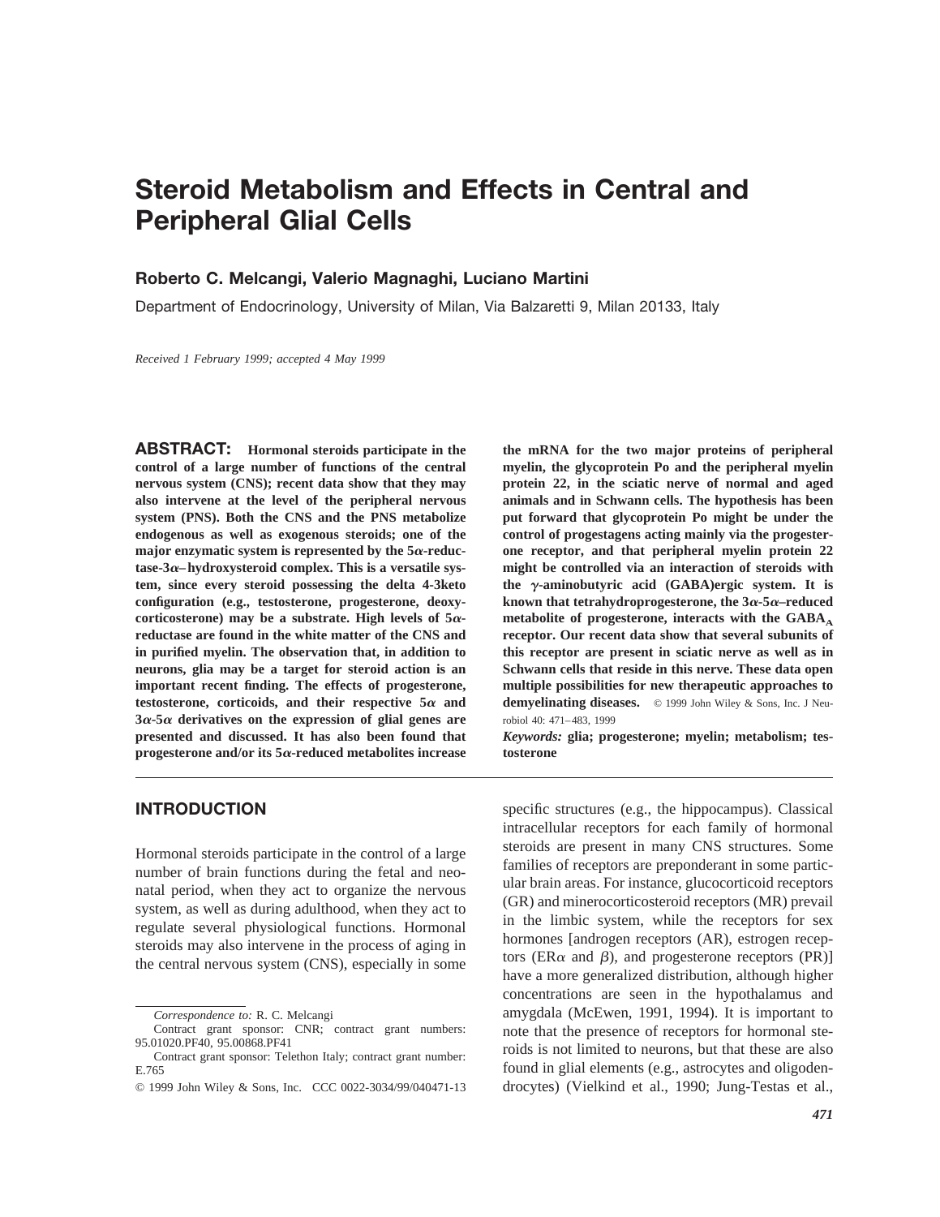# Steroid Metabolism and Effects in Central and Peripheral Glial Cells

**Roberto C. Melcangi, Valerio Magnaghi, Luciano Martini**

Department of Endocrinology, University of Milan, Via Balzaretti 9, Milan 20133, Italy

*Received 1 February 1999; accepted 4 May 1999*

**ABSTRACT:** **Hormonal steroids participate in the control of a large number of functions of the central nervous system (CNS); recent data show that they may also intervene at the level of the peripheral nervous system (PNS). Both the CNS and the PNS metabolize endogenous as well as exogenous steroids; one of the major enzymatic system is represented by the 5$\alpha$-reductase-3$\alpha$–hydroxysteroid complex. This is a versatile system, since every steroid possessing the delta 4-3keto configuration (e.g., testosterone, progesterone, deoxycorticosterone) may be a substrate. High levels of 5$\alpha$-reductase are found in the white matter of the CNS and in purified myelin. The observation that, in addition to neurons, glia may be a target for steroid action is an important recent finding. The effects of progesterone, testosterone, corticoids, and their respective 5$\alpha$ and 3$\alpha$-5$\alpha$ derivatives on the expression of glial genes are presented and discussed. It has also been found that progesterone and/or its 5$\alpha$-reduced metabolites increase the mRNA for the two major proteins of peripheral myelin, the glycoprotein Po and the peripheral myelin protein 22, in the sciatic nerve of normal and aged animals and in Schwann cells. The hypothesis has been put forward that glycoprotein Po might be under the control of progestagens acting mainly via the progesterone receptor, and that peripheral myelin protein 22 might be controlled via an interaction of steroids with the $\gamma$-aminobutyric acid (GABA)ergic system. It is known that tetrahydroprogesterone, the 3$\alpha$-5$\alpha$–reduced metabolite of progesterone, interacts with the GABA$_A$ receptor. Our recent data show that several subunits of this receptor are present in sciatic nerve as well as in Schwann cells that reside in this nerve. These data open multiple possibilities for new therapeutic approaches to demyelinating diseases.** © 1999 John Wiley & Sons, Inc. J Neurobiol 40: 471–483, 1999

***Keywords:*** **glia; progesterone; myelin; metabolism; testosterone**

## INTRODUCTION

Hormonal steroids participate in the control of a large number of brain functions during the fetal and neonatal period, when they act to organize the nervous system, as well as during adulthood, when they act to regulate several physiological functions. Hormonal steroids may also intervene in the process of aging in the central nervous system (CNS), especially in some specific structures (e.g., the hippocampus). Classical intracellular receptors for each family of hormonal steroids are present in many CNS structures. Some families of receptors are preponderant in some particular brain areas. For instance, glucocorticoid receptors (GR) and minerocorticosteroid receptors (MR) prevail in the limbic system, while the receptors for sex hormones [androgen receptors (AR), estrogen receptors (ER$\alpha$ and $\beta$), and progesterone receptors (PR)] have a more generalized distribution, although higher concentrations are seen in the hypothalamus and amygdala (McEwen, 1991, 1994). It is important to note that the presence of receptors for hormonal steroids is not limited to neurons, but that these are also found in glial elements (e.g., astrocytes and oligodendrocytes) (Vielkind et al., 1990; Jung-Testas et al.,

---

*Correspondence to:* R. C. Melcangi

Contract grant sponsor: CNR; contract grant numbers: 95.01020.PF40, 95.00868.PF41

Contract grant sponsor: Telethon Italy; contract grant number: E.765

© 1999 John Wiley & Sons, Inc. CCC 0022-3034/99/040471-13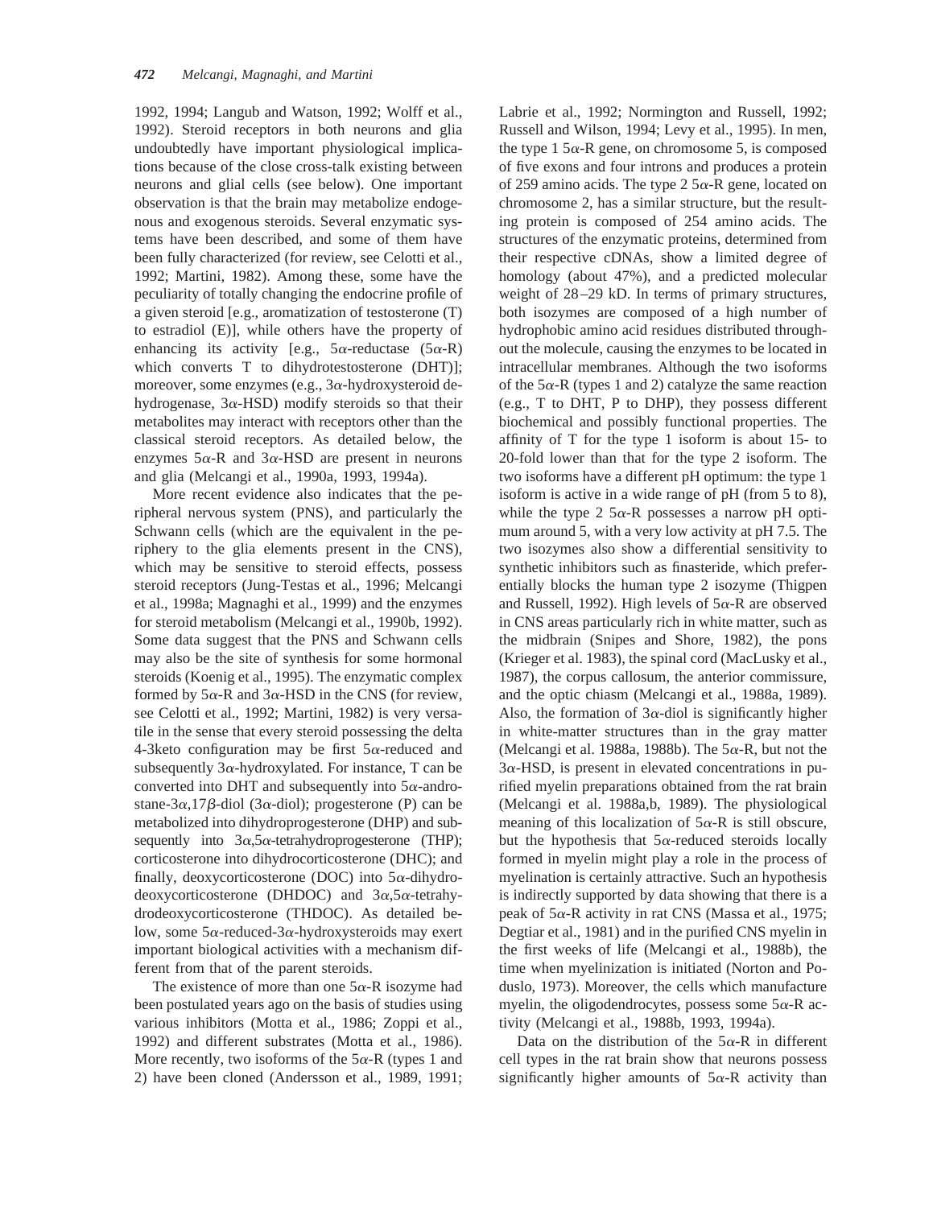1992, 1994; Langub and Watson, 1992; Wolff et al., 1992). Steroid receptors in both neurons and glia undoubtedly have important physiological implications because of the close cross-talk existing between neurons and glial cells (see below). One important observation is that the brain may metabolize endogenous and exogenous steroids. Several enzymatic systems have been described, and some of them have been fully characterized (for review, see Celotti et al., 1992; Martini, 1982). Among these, some have the peculiarity of totally changing the endocrine profile of a given steroid [e.g., aromatization of testosterone (T) to estradiol (E)], while others have the property of enhancing its activity [e.g., 5$\alpha$-reductase (5$\alpha$-R) which converts T to dihydrotestosterone (DHT)]; moreover, some enzymes (e.g., 3$\alpha$-hydroxysteroid dehydrogenase, 3$\alpha$-HSD) modify steroids so that their metabolites may interact with receptors other than the classical steroid receptors. As detailed below, the enzymes 5$\alpha$-R and 3$\alpha$-HSD are present in neurons and glia (Melcangi et al., 1990a, 1993, 1994a).

More recent evidence also indicates that the peripheral nervous system (PNS), and particularly the Schwann cells (which are the equivalent in the periphery to the glia elements present in the CNS), which may be sensitive to steroid effects, possess steroid receptors (Jung-Testas et al., 1996; Melcangi et al., 1998a; Magnaghi et al., 1999) and the enzymes for steroid metabolism (Melcangi et al., 1990b, 1992). Some data suggest that the PNS and Schwann cells may also be the site of synthesis for some hormonal steroids (Koenig et al., 1995). The enzymatic complex formed by 5$\alpha$-R and 3$\alpha$-HSD in the CNS (for review, see Celotti et al., 1992; Martini, 1982) is very versatile in the sense that every steroid possessing the delta 4-3keto configuration may be first 5$\alpha$-reduced and subsequently 3$\alpha$-hydroxylated. For instance, T can be converted into DHT and subsequently into 5$\alpha$-androstane-3$\alpha$,17$\beta$-diol (3$\alpha$-diol); progesterone (P) can be metabolized into dihydroprogesterone (DHP) and subsequently into 3$\alpha$,5$\alpha$-tetrahydroprogesterone (THP); corticosterone into dihydrocorticosterone (DHC); and finally, deoxycorticosterone (DOC) into 5$\alpha$-dihydrodeoxycorticosterone (DHDOC) and 3$\alpha$,5$\alpha$-tetrahydrodeoxycorticosterone (THDOC). As detailed below, some 5$\alpha$-reduced-3$\alpha$-hydroxysteroids may exert important biological activities with a mechanism different from that of the parent steroids.

The existence of more than one 5$\alpha$-R isozyme had been postulated years ago on the basis of studies using various inhibitors (Motta et al., 1986; Zoppi et al., 1992) and different substrates (Motta et al., 1986). More recently, two isoforms of the 5$\alpha$-R (types 1 and 2) have been cloned (Andersson et al., 1989, 1991; Labrie et al., 1992; Normington and Russell, 1992; Russell and Wilson, 1994; Levy et al., 1995). In men, the type 1 5$\alpha$-R gene, on chromosome 5, is composed of five exons and four introns and produces a protein of 259 amino acids. The type 2 5$\alpha$-R gene, located on chromosome 2, has a similar structure, but the resulting protein is composed of 254 amino acids. The structures of the enzymatic proteins, determined from their respective cDNAs, show a limited degree of homology (about 47%), and a predicted molecular weight of 28–29 kD. In terms of primary structures, both isozymes are composed of a high number of hydrophobic amino acid residues distributed throughout the molecule, causing the enzymes to be located in intracellular membranes. Although the two isoforms of the 5$\alpha$-R (types 1 and 2) catalyze the same reaction (e.g., T to DHT, P to DHP), they possess different biochemical and possibly functional properties. The affinity of T for the type 1 isoform is about 15- to 20-fold lower than that for the type 2 isoform. The two isoforms have a different pH optimum: the type 1 isoform is active in a wide range of pH (from 5 to 8), while the type 2 5$\alpha$-R possesses a narrow pH optimum around 5, with a very low activity at pH 7.5. The two isozymes also show a differential sensitivity to synthetic inhibitors such as finasteride, which preferentially blocks the human type 2 isozyme (Thigpen and Russell, 1992). High levels of 5$\alpha$-R are observed in CNS areas particularly rich in white matter, such as the midbrain (Snipes and Shore, 1982), the pons (Krieger et al. 1983), the spinal cord (MacLusky et al., 1987), the corpus callosum, the anterior commissure, and the optic chiasm (Melcangi et al., 1988a, 1989). Also, the formation of 3$\alpha$-diol is significantly higher in white-matter structures than in the gray matter (Melcangi et al. 1988a, 1988b). The 5$\alpha$-R, but not the 3$\alpha$-HSD, is present in elevated concentrations in purified myelin preparations obtained from the rat brain (Melcangi et al. 1988a,b, 1989). The physiological meaning of this localization of 5$\alpha$-R is still obscure, but the hypothesis that 5$\alpha$-reduced steroids locally formed in myelin might play a role in the process of myelination is certainly attractive. Such an hypothesis is indirectly supported by data showing that there is a peak of 5$\alpha$-R activity in rat CNS (Massa et al., 1975; Degtiar et al., 1981) and in the purified CNS myelin in the first weeks of life (Melcangi et al., 1988b), the time when myelinization is initiated (Norton and Poduslo, 1973). Moreover, the cells which manufacture myelin, the oligodendrocytes, possess some 5$\alpha$-R activity (Melcangi et al., 1988b, 1993, 1994a).

Data on the distribution of the 5$\alpha$-R in different cell types in the rat brain show that neurons possess significantly higher amounts of 5$\alpha$-R activity than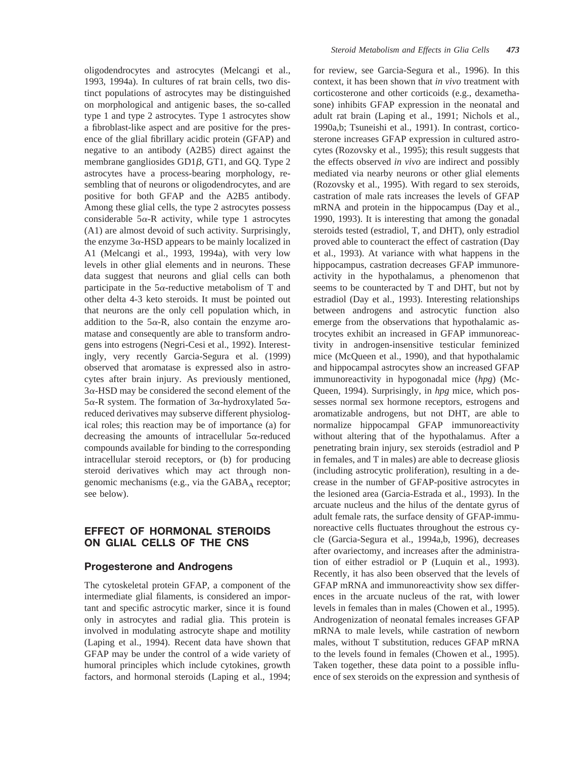oligodendrocytes and astrocytes (Melcangi et al., 1993, 1994a). In cultures of rat brain cells, two distinct populations of astrocytes may be distinguished on morphological and antigenic bases, the so-called type 1 and type 2 astrocytes. Type 1 astrocytes show a fibroblast-like aspect and are positive for the presence of the glial fibrillary acidic protein (GFAP) and negative to an antibody (A2B5) direct against the membrane gangliosides GD1$\beta$, GT1, and GQ. Type 2 astrocytes have a process-bearing morphology, resembling that of neurons or oligodendrocytes, and are positive for both GFAP and the A2B5 antibody. Among these glial cells, the type 2 astrocytes possess considerable 5$\alpha$-R activity, while type 1 astrocytes (A1) are almost devoid of such activity. Surprisingly, the enzyme 3$\alpha$-HSD appears to be mainly localized in A1 (Melcangi et al., 1993, 1994a), with very low levels in other glial elements and in neurons. These data suggest that neurons and glial cells can both participate in the 5$\alpha$-reductive metabolism of T and other delta 4-3 keto steroids. It must be pointed out that neurons are the only cell population which, in addition to the 5$\alpha$-R, also contain the enzyme aromatase and consequently are able to transform androgens into estrogens (Negri-Cesi et al., 1992). Interestingly, very recently Garcia-Segura et al. (1999) observed that aromatase is expressed also in astrocytes after brain injury. As previously mentioned, 3$\alpha$-HSD may be considered the second element of the 5$\alpha$-R system. The formation of 3$\alpha$-hydroxylated 5$\alpha$-reduced derivatives may subserve different physiological roles; this reaction may be of importance (a) for decreasing the amounts of intracellular 5$\alpha$-reduced compounds available for binding to the corresponding intracellular steroid receptors, or (b) for producing steroid derivatives which may act through nongenomic mechanisms (e.g., via the $GABA_A$ receptor; see below).

## EFFECT OF HORMONAL STEROIDS ON GLIAL CELLS OF THE CNS

### Progesterone and Androgens

The cytoskeletal protein GFAP, a component of the intermediate glial filaments, is considered an important and specific astrocytic marker, since it is found only in astrocytes and radial glia. This protein is involved in modulating astrocyte shape and motility (Laping et al., 1994). Recent data have shown that GFAP may be under the control of a wide variety of humoral principles which include cytokines, growth factors, and hormonal steroids (Laping et al., 1994; for review, see Garcia-Segura et al., 1996). In this context, it has been shown that *in vivo* treatment with corticosterone and other corticoids (e.g., dexamethasone) inhibits GFAP expression in the neonatal and adult rat brain (Laping et al., 1991; Nichols et al., 1990a,b; Tsuneishi et al., 1991). In contrast, corticosterone increases GFAP expression in cultured astrocytes (Rozovsky et al., 1995); this result suggests that the effects observed *in vivo* are indirect and possibly mediated via nearby neurons or other glial elements (Rozovsky et al., 1995). With regard to sex steroids, castration of male rats increases the levels of GFAP mRNA and protein in the hippocampus (Day et al., 1990, 1993). It is interesting that among the gonadal steroids tested (estradiol, T, and DHT), only estradiol proved able to counteract the effect of castration (Day et al., 1993). At variance with what happens in the hippocampus, castration decreases GFAP immunoreactivity in the hypothalamus, a phenomenon that seems to be counteracted by T and DHT, but not by estradiol (Day et al., 1993). Interesting relationships between androgens and astrocytic function also emerge from the observations that hypothalamic astrocytes exhibit an increased in GFAP immunoreactivity in androgen-insensitive testicular feminized mice (McQueen et al., 1990), and that hypothalamic and hippocampal astrocytes show an increased GFAP immunoreactivity in hypogonadal mice (*hpg*) (McQueen, 1994). Surprisingly, in *hpg* mice, which possesses normal sex hormone receptors, estrogens and aromatizable androgens, but not DHT, are able to normalize hippocampal GFAP immunoreactivity without altering that of the hypothalamus. After a penetrating brain injury, sex steroids (estradiol and P in females, and T in males) are able to decrease gliosis (including astrocytic proliferation), resulting in a decrease in the number of GFAP-positive astrocytes in the lesioned area (Garcia-Estrada et al., 1993). In the arcuate nucleus and the hilus of the dentate gyrus of adult female rats, the surface density of GFAP-immunoreactive cells fluctuates throughout the estrous cycle (Garcia-Segura et al., 1994a,b, 1996), decreases after ovariectomy, and increases after the administration of either estradiol or P (Luquin et al., 1993). Recently, it has also been observed that the levels of GFAP mRNA and immunoreactivity show sex differences in the arcuate nucleus of the rat, with lower levels in females than in males (Chowen et al., 1995). Androgenization of neonatal females increases GFAP mRNA to male levels, while castration of newborn males, without T substitution, reduces GFAP mRNA to the levels found in females (Chowen et al., 1995). Taken together, these data point to a possible influence of sex steroids on the expression and synthesis of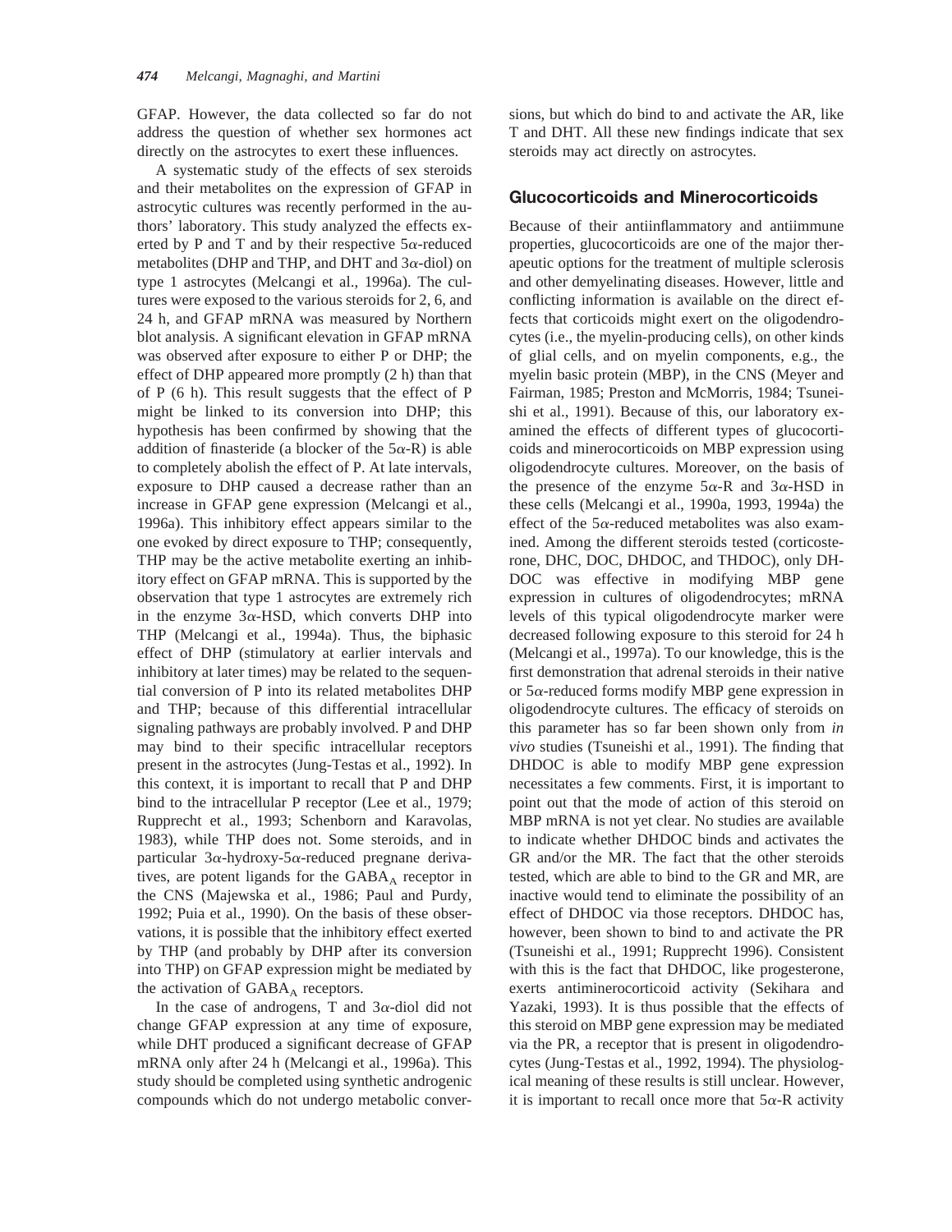GFAP. However, the data collected so far do not address the question of whether sex hormones act directly on the astrocytes to exert these influences.

A systematic study of the effects of sex steroids and their metabolites on the expression of GFAP in astrocytic cultures was recently performed in the authors' laboratory. This study analyzed the effects exerted by P and T and by their respective 5α-reduced metabolites (DHP and THP, and DHT and 3α-diol) on type 1 astrocytes (Melcangi et al., 1996a). The cultures were exposed to the various steroids for 2, 6, and 24 h, and GFAP mRNA was measured by Northern blot analysis. A significant elevation in GFAP mRNA was observed after exposure to either P or DHP; the effect of DHP appeared more promptly (2 h) than that of P (6 h). This result suggests that the effect of P might be linked to its conversion into DHP; this hypothesis has been confirmed by showing that the addition of finasteride (a blocker of the 5α-R) is able to completely abolish the effect of P. At late intervals, exposure to DHP caused a decrease rather than an increase in GFAP gene expression (Melcangi et al., 1996a). This inhibitory effect appears similar to the one evoked by direct exposure to THP; consequently, THP may be the active metabolite exerting an inhibitory effect on GFAP mRNA. This is supported by the observation that type 1 astrocytes are extremely rich in the enzyme 3α-HSD, which converts DHP into THP (Melcangi et al., 1994a). Thus, the biphasic effect of DHP (stimulatory at earlier intervals and inhibitory at later times) may be related to the sequential conversion of P into its related metabolites DHP and THP; because of this differential intracellular signaling pathways are probably involved. P and DHP may bind to their specific intracellular receptors present in the astrocytes (Jung-Testas et al., 1992). In this context, it is important to recall that P and DHP bind to the intracellular P receptor (Lee et al., 1979; Rupprecht et al., 1993; Schenborn and Karavolas, 1983), while THP does not. Some steroids, and in particular 3α-hydroxy-5α-reduced pregnane derivatives, are potent ligands for the $GABA_A$ receptor in the CNS (Majewska et al., 1986; Paul and Purdy, 1992; Puia et al., 1990). On the basis of these observations, it is possible that the inhibitory effect exerted by THP (and probably by DHP after its conversion into THP) on GFAP expression might be mediated by the activation of $GABA_A$ receptors.

In the case of androgens, T and 3α-diol did not change GFAP expression at any time of exposure, while DHT produced a significant decrease of GFAP mRNA only after 24 h (Melcangi et al., 1996a). This study should be completed using synthetic androgenic compounds which do not undergo metabolic conversions, but which do bind to and activate the AR, like T and DHT. All these new findings indicate that sex steroids may act directly on astrocytes.

## Glucocorticoids and Minerocorticoids

Because of their antiinflammatory and antiimmune properties, glucocorticoids are one of the major therapeutic options for the treatment of multiple sclerosis and other demyelinating diseases. However, little and conflicting information is available on the direct effects that corticoids might exert on the oligodendrocytes (i.e., the myelin-producing cells), on other kinds of glial cells, and on myelin components, e.g., the myelin basic protein (MBP), in the CNS (Meyer and Fairman, 1985; Preston and McMorris, 1984; Tsuneishi et al., 1991). Because of this, our laboratory examined the effects of different types of glucocorticoids and minerocorticoids on MBP expression using oligodendrocyte cultures. Moreover, on the basis of the presence of the enzyme 5α-R and 3α-HSD in these cells (Melcangi et al., 1990a, 1993, 1994a) the effect of the 5α-reduced metabolites was also examined. Among the different steroids tested (corticosterone, DHC, DOC, DHDOC, and THDOC), only DHDOC was effective in modifying MBP gene expression in cultures of oligodendrocytes; mRNA levels of this typical oligodendrocyte marker were decreased following exposure to this steroid for 24 h (Melcangi et al., 1997a). To our knowledge, this is the first demonstration that adrenal steroids in their native or 5α-reduced forms modify MBP gene expression in oligodendrocyte cultures. The efficacy of steroids on this parameter has so far been shown only from *in vivo* studies (Tsuneishi et al., 1991). The finding that DHDOC is able to modify MBP gene expression necessitates a few comments. First, it is important to point out that the mode of action of this steroid on MBP mRNA is not yet clear. No studies are available to indicate whether DHDOC binds and activates the GR and/or the MR. The fact that the other steroids tested, which are able to bind to the GR and MR, are inactive would tend to eliminate the possibility of an effect of DHDOC via those receptors. DHDOC has, however, been shown to bind to and activate the PR (Tsuneishi et al., 1991; Rupprecht 1996). Consistent with this is the fact that DHDOC, like progesterone, exerts antiminerocorticoid activity (Sekihara and Yazaki, 1993). It is thus possible that the effects of this steroid on MBP gene expression may be mediated via the PR, a receptor that is present in oligodendrocytes (Jung-Testas et al., 1992, 1994). The physiological meaning of these results is still unclear. However, it is important to recall once more that 5α-R activity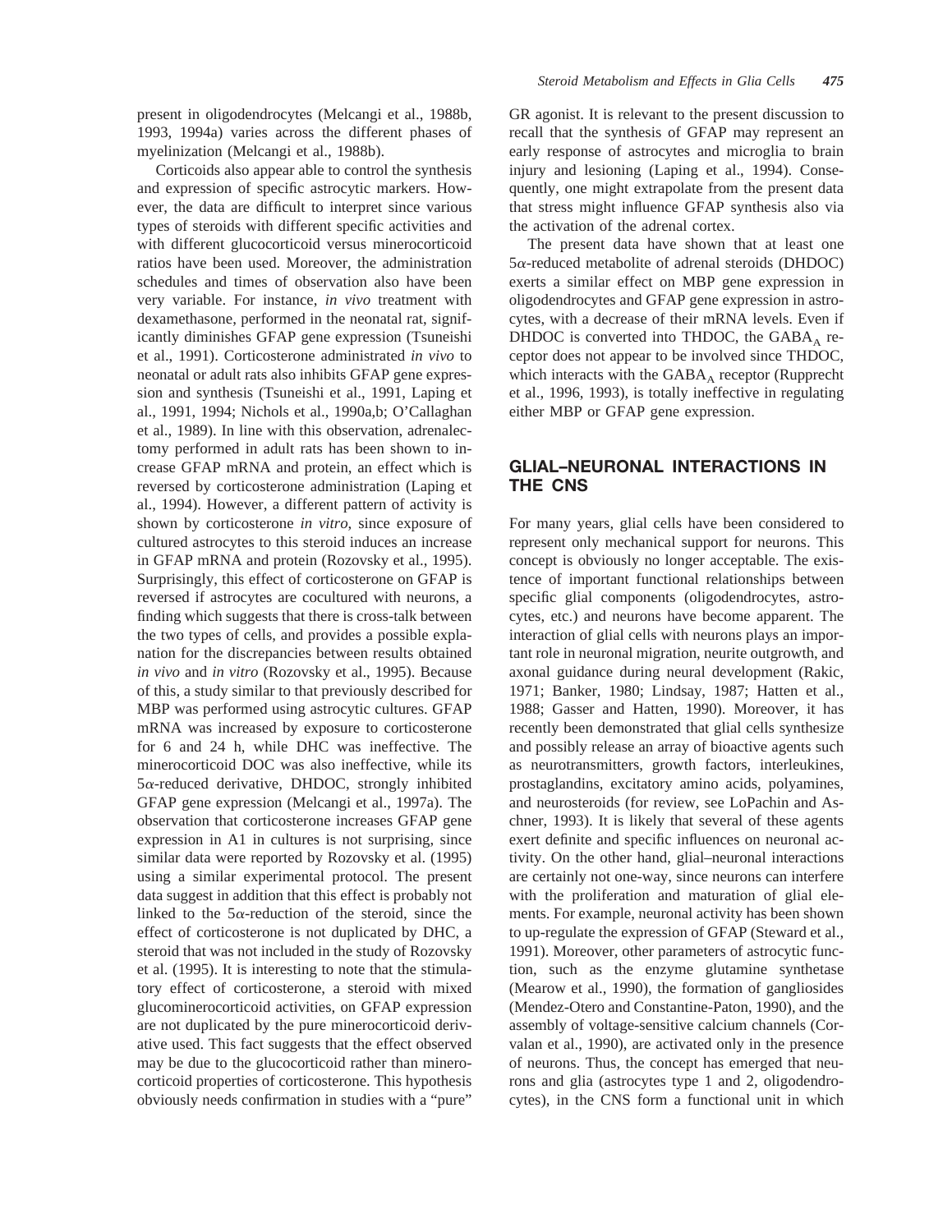present in oligodendrocytes (Melcangi et al., 1988b, 1993, 1994a) varies across the different phases of myelinization (Melcangi et al., 1988b).

Corticoids also appear able to control the synthesis and expression of specific astrocytic markers. However, the data are difficult to interpret since various types of steroids with different specific activities and with different glucocorticoid versus minerocorticoid ratios have been used. Moreover, the administration schedules and times of observation also have been very variable. For instance, *in vivo* treatment with dexamethasone, performed in the neonatal rat, significantly diminishes GFAP gene expression (Tsuneishi et al., 1991). Corticosterone administrated *in vivo* to neonatal or adult rats also inhibits GFAP gene expression and synthesis (Tsuneishi et al., 1991, Laping et al., 1991, 1994; Nichols et al., 1990a,b; O'Callaghan et al., 1989). In line with this observation, adrenalectomy performed in adult rats has been shown to increase GFAP mRNA and protein, an effect which is reversed by corticosterone administration (Laping et al., 1994). However, a different pattern of activity is shown by corticosterone *in vitro*, since exposure of cultured astrocytes to this steroid induces an increase in GFAP mRNA and protein (Rozovsky et al., 1995). Surprisingly, this effect of corticosterone on GFAP is reversed if astrocytes are cocultured with neurons, a finding which suggests that there is cross-talk between the two types of cells, and provides a possible explanation for the discrepancies between results obtained *in vivo* and *in vitro* (Rozovsky et al., 1995). Because of this, a study similar to that previously described for MBP was performed using astrocytic cultures. GFAP mRNA was increased by exposure to corticosterone for 6 and 24 h, while DHC was ineffective. The minerocorticoid DOC was also ineffective, while its 5$\alpha$-reduced derivative, DHDOC, strongly inhibited GFAP gene expression (Melcangi et al., 1997a). The observation that corticosterone increases GFAP gene expression in A1 in cultures is not surprising, since similar data were reported by Rozovsky et al. (1995) using a similar experimental protocol. The present data suggest in addition that this effect is probably not linked to the 5$\alpha$-reduction of the steroid, since the effect of corticosterone is not duplicated by DHC, a steroid that was not included in the study of Rozovsky et al. (1995). It is interesting to note that the stimulatory effect of corticosterone, a steroid with mixed glucominerocorticoid activities, on GFAP expression are not duplicated by the pure minerocorticoid derivative used. This fact suggests that the effect observed may be due to the glucocorticoid rather than minerocorticoid properties of corticosterone. This hypothesis obviously needs confirmation in studies with a "pure" GR agonist. It is relevant to the present discussion to recall that the synthesis of GFAP may represent an early response of astrocytes and microglia to brain injury and lesioning (Laping et al., 1994). Consequently, one might extrapolate from the present data that stress might influence GFAP synthesis also via the activation of the adrenal cortex.

The present data have shown that at least one 5$\alpha$-reduced metabolite of adrenal steroids (DHDOC) exerts a similar effect on MBP gene expression in oligodendrocytes and GFAP gene expression in astrocytes, with a decrease of their mRNA levels. Even if DHDOC is converted into THDOC, the $GABA_A$ receptor does not appear to be involved since THDOC, which interacts with the $GABA_A$ receptor (Rupprecht et al., 1996, 1993), is totally ineffective in regulating either MBP or GFAP gene expression.

## GLIAL–NEURONAL INTERACTIONS IN THE CNS

For many years, glial cells have been considered to represent only mechanical support for neurons. This concept is obviously no longer acceptable. The existence of important functional relationships between specific glial components (oligodendrocytes, astrocytes, etc.) and neurons have become apparent. The interaction of glial cells with neurons plays an important role in neuronal migration, neurite outgrowth, and axonal guidance during neural development (Rakic, 1971; Banker, 1980; Lindsay, 1987; Hatten et al., 1988; Gasser and Hatten, 1990). Moreover, it has recently been demonstrated that glial cells synthesize and possibly release an array of bioactive agents such as neurotransmitters, growth factors, interleukines, prostaglandins, excitatory amino acids, polyamines, and neurosteroids (for review, see LoPachin and Aschner, 1993). It is likely that several of these agents exert definite and specific influences on neuronal activity. On the other hand, glial–neuronal interactions are certainly not one-way, since neurons can interfere with the proliferation and maturation of glial elements. For example, neuronal activity has been shown to up-regulate the expression of GFAP (Steward et al., 1991). Moreover, other parameters of astrocytic function, such as the enzyme glutamine synthetase (Mearow et al., 1990), the formation of gangliosides (Mendez-Otero and Constantine-Paton, 1990), and the assembly of voltage-sensitive calcium channels (Corvalan et al., 1990), are activated only in the presence of neurons. Thus, the concept has emerged that neurons and glia (astrocytes type 1 and 2, oligodendrocytes), in the CNS form a functional unit in which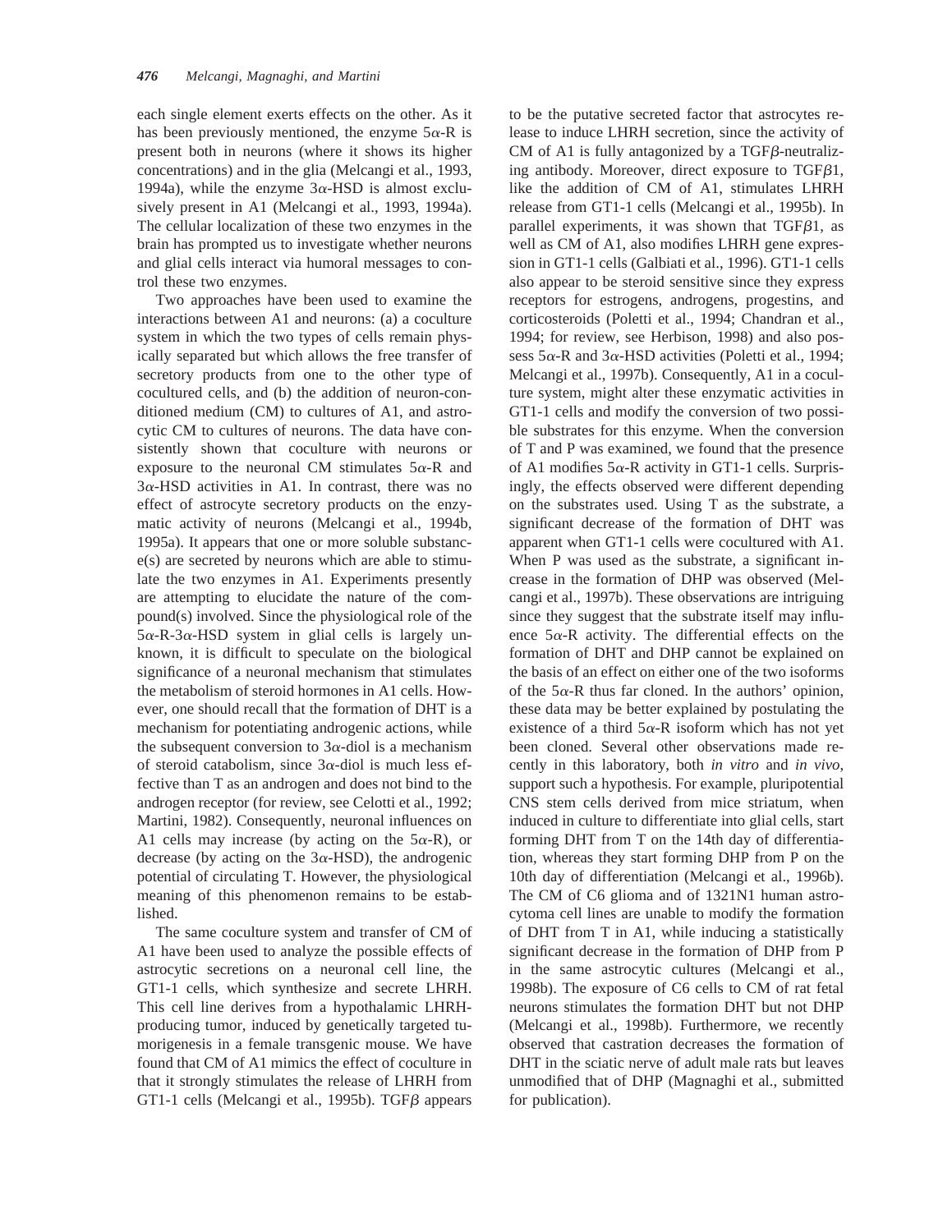each single element exerts effects on the other. As it has been previously mentioned, the enzyme 5α-R is present both in neurons (where it shows its higher concentrations) and in the glia (Melcangi et al., 1993, 1994a), while the enzyme 3α-HSD is almost exclusively present in A1 (Melcangi et al., 1993, 1994a). The cellular localization of these two enzymes in the brain has prompted us to investigate whether neurons and glial cells interact via humoral messages to control these two enzymes.

Two approaches have been used to examine the interactions between A1 and neurons: (a) a coculture system in which the two types of cells remain physically separated but which allows the free transfer of secretory products from one to the other type of cocultured cells, and (b) the addition of neuron-conditioned medium (CM) to cultures of A1, and astrocytic CM to cultures of neurons. The data have consistently shown that coculture with neurons or exposure to the neuronal CM stimulates 5α-R and 3α-HSD activities in A1. In contrast, there was no effect of astrocyte secretory products on the enzymatic activity of neurons (Melcangi et al., 1994b, 1995a). It appears that one or more soluble substance(s) are secreted by neurons which are able to stimulate the two enzymes in A1. Experiments presently are attempting to elucidate the nature of the compound(s) involved. Since the physiological role of the 5α-R-3α-HSD system in glial cells is largely unknown, it is difficult to speculate on the biological significance of a neuronal mechanism that stimulates the metabolism of steroid hormones in A1 cells. However, one should recall that the formation of DHT is a mechanism for potentiating androgenic actions, while the subsequent conversion to 3α-diol is a mechanism of steroid catabolism, since 3α-diol is much less effective than T as an androgen and does not bind to the androgen receptor (for review, see Celotti et al., 1992; Martini, 1982). Consequently, neuronal influences on A1 cells may increase (by acting on the 5α-R), or decrease (by acting on the 3α-HSD), the androgenic potential of circulating T. However, the physiological meaning of this phenomenon remains to be established.

The same coculture system and transfer of CM of A1 have been used to analyze the possible effects of astrocytic secretions on a neuronal cell line, the GT1-1 cells, which synthesize and secrete LHRH. This cell line derives from a hypothalamic LHRH-producing tumor, induced by genetically targeted tumorigenesis in a female transgenic mouse. We have found that CM of A1 mimics the effect of coculture in that it strongly stimulates the release of LHRH from GT1-1 cells (Melcangi et al., 1995b). TGFβ appears to be the putative secreted factor that astrocytes release to induce LHRH secretion, since the activity of CM of A1 is fully antagonized by a TGFβ-neutralizing antibody. Moreover, direct exposure to TGFβ1, like the addition of CM of A1, stimulates LHRH release from GT1-1 cells (Melcangi et al., 1995b). In parallel experiments, it was shown that TGFβ1, as well as CM of A1, also modifies LHRH gene expression in GT1-1 cells (Galbiati et al., 1996). GT1-1 cells also appear to be steroid sensitive since they express receptors for estrogens, androgens, progestins, and corticosteroids (Poletti et al., 1994; Chandran et al., 1994; for review, see Herbison, 1998) and also possess 5α-R and 3α-HSD activities (Poletti et al., 1994; Melcangi et al., 1997b). Consequently, A1 in a coculture system, might alter these enzymatic activities in GT1-1 cells and modify the conversion of two possible substrates for this enzyme. When the conversion of T and P was examined, we found that the presence of A1 modifies 5α-R activity in GT1-1 cells. Surprisingly, the effects observed were different depending on the substrates used. Using T as the substrate, a significant decrease of the formation of DHT was apparent when GT1-1 cells were cocultured with A1. When P was used as the substrate, a significant increase in the formation of DHP was observed (Melcangi et al., 1997b). These observations are intriguing since they suggest that the substrate itself may influence 5α-R activity. The differential effects on the formation of DHT and DHP cannot be explained on the basis of an effect on either one of the two isoforms of the 5α-R thus far cloned. In the authors' opinion, these data may be better explained by postulating the existence of a third 5α-R isoform which has not yet been cloned. Several other observations made recently in this laboratory, both *in vitro* and *in vivo*, support such a hypothesis. For example, pluripotential CNS stem cells derived from mice striatum, when induced in culture to differentiate into glial cells, start forming DHT from T on the 14th day of differentiation, whereas they start forming DHP from P on the 10th day of differentiation (Melcangi et al., 1996b). The CM of C6 glioma and of 1321N1 human astrocytoma cell lines are unable to modify the formation of DHT from T in A1, while inducing a statistically significant decrease in the formation of DHP from P in the same astrocytic cultures (Melcangi et al., 1998b). The exposure of C6 cells to CM of rat fetal neurons stimulates the formation DHT but not DHP (Melcangi et al., 1998b). Furthermore, we recently observed that castration decreases the formation of DHT in the sciatic nerve of adult male rats but leaves unmodified that of DHP (Magnaghi et al., submitted for publication).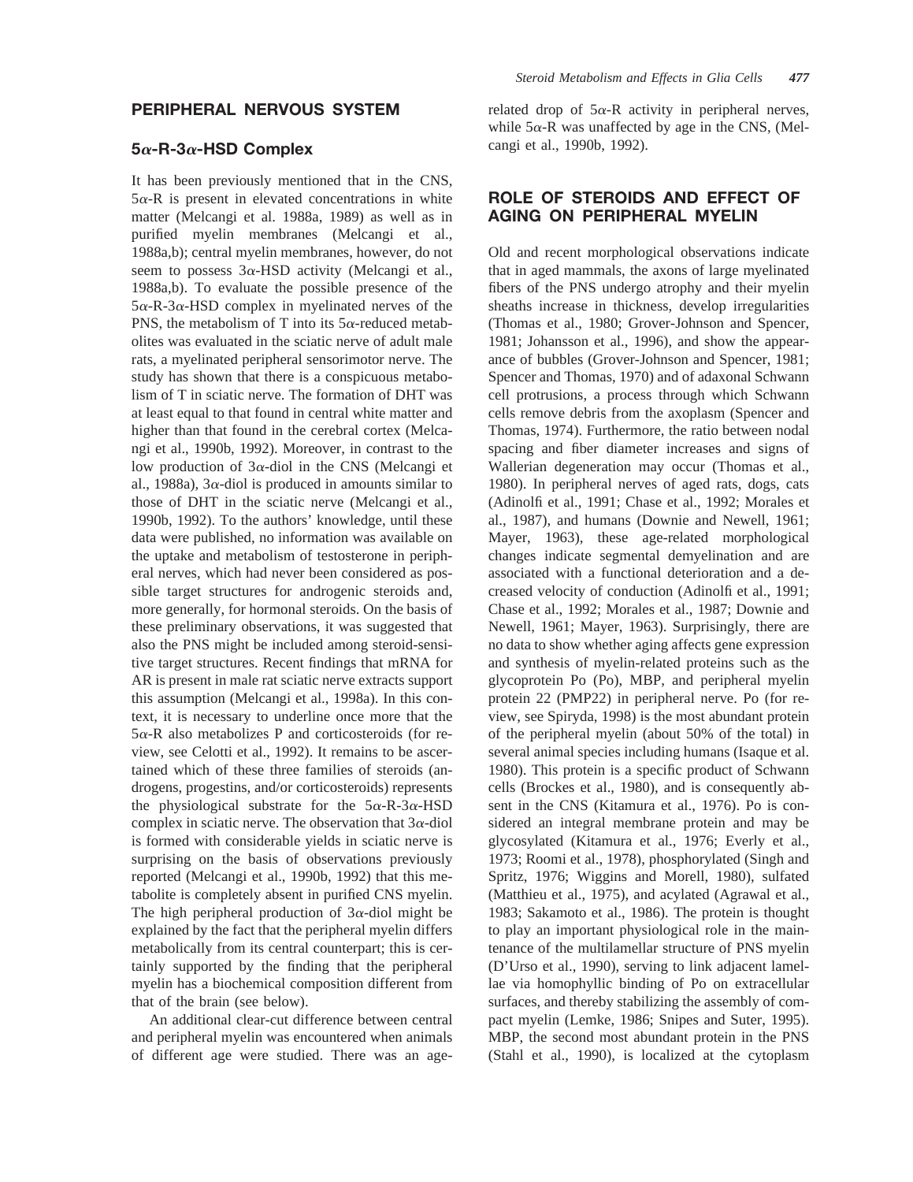## PERIPHERAL NERVOUS SYSTEM

### 5α-R-3α-HSD Complex

It has been previously mentioned that in the CNS, 5α-R is present in elevated concentrations in white matter (Melcangi et al. 1988a, 1989) as well as in purified myelin membranes (Melcangi et al., 1988a,b); central myelin membranes, however, do not seem to possess 3α-HSD activity (Melcangi et al., 1988a,b). To evaluate the possible presence of the 5α-R-3α-HSD complex in myelinated nerves of the PNS, the metabolism of T into its 5α-reduced metabolites was evaluated in the sciatic nerve of adult male rats, a myelinated peripheral sensorimotor nerve. The study has shown that there is a conspicuous metabolism of T in sciatic nerve. The formation of DHT was at least equal to that found in central white matter and higher than that found in the cerebral cortex (Melcangi et al., 1990b, 1992). Moreover, in contrast to the low production of 3α-diol in the CNS (Melcangi et al., 1988a), 3α-diol is produced in amounts similar to those of DHT in the sciatic nerve (Melcangi et al., 1990b, 1992). To the authors' knowledge, until these data were published, no information was available on the uptake and metabolism of testosterone in peripheral nerves, which had never been considered as possible target structures for androgenic steroids and, more generally, for hormonal steroids. On the basis of these preliminary observations, it was suggested that also the PNS might be included among steroid-sensitive target structures. Recent findings that mRNA for AR is present in male rat sciatic nerve extracts support this assumption (Melcangi et al., 1998a). In this context, it is necessary to underline once more that the 5α-R also metabolizes P and corticosteroids (for review, see Celotti et al., 1992). It remains to be ascertained which of these three families of steroids (androgens, progestins, and/or corticosteroids) represents the physiological substrate for the 5α-R-3α-HSD complex in sciatic nerve. The observation that 3α-diol is formed with considerable yields in sciatic nerve is surprising on the basis of observations previously reported (Melcangi et al., 1990b, 1992) that this metabolite is completely absent in purified CNS myelin. The high peripheral production of 3α-diol might be explained by the fact that the peripheral myelin differs metabolically from its central counterpart; this is certainly supported by the finding that the peripheral myelin has a biochemical composition different from that of the brain (see below).

An additional clear-cut difference between central and peripheral myelin was encountered when animals of different age were studied. There was an age-related drop of 5α-R activity in peripheral nerves, while 5α-R was unaffected by age in the CNS, (Melcangi et al., 1990b, 1992).

## ROLE OF STEROIDS AND EFFECT OF AGING ON PERIPHERAL MYELIN

Old and recent morphological observations indicate that in aged mammals, the axons of large myelinated fibers of the PNS undergo atrophy and their myelin sheaths increase in thickness, develop irregularities (Thomas et al., 1980; Grover-Johnson and Spencer, 1981; Johansson et al., 1996), and show the appearance of bubbles (Grover-Johnson and Spencer, 1981; Spencer and Thomas, 1970) and of adaxonal Schwann cell protrusions, a process through which Schwann cells remove debris from the axoplasm (Spencer and Thomas, 1974). Furthermore, the ratio between nodal spacing and fiber diameter increases and signs of Wallerian degeneration may occur (Thomas et al., 1980). In peripheral nerves of aged rats, dogs, cats (Adinolfi et al., 1991; Chase et al., 1992; Morales et al., 1987), and humans (Downie and Newell, 1961; Mayer, 1963), these age-related morphological changes indicate segmental demyelination and are associated with a functional deterioration and a decreased velocity of conduction (Adinolfi et al., 1991; Chase et al., 1992; Morales et al., 1987; Downie and Newell, 1961; Mayer, 1963). Surprisingly, there are no data to show whether aging affects gene expression and synthesis of myelin-related proteins such as the glycoprotein Po (Po), MBP, and peripheral myelin protein 22 (PMP22) in peripheral nerve. Po (for review, see Spiryda, 1998) is the most abundant protein of the peripheral myelin (about 50% of the total) in several animal species including humans (Isaque et al. 1980). This protein is a specific product of Schwann cells (Brockes et al., 1980), and is consequently absent in the CNS (Kitamura et al., 1976). Po is considered an integral membrane protein and may be glycosylated (Kitamura et al., 1976; Everly et al., 1973; Roomi et al., 1978), phosphorylated (Singh and Spritz, 1976; Wiggins and Morell, 1980), sulfated (Matthieu et al., 1975), and acylated (Agrawal et al., 1983; Sakamoto et al., 1986). The protein is thought to play an important physiological role in the maintenance of the multilamellar structure of PNS myelin (D'Urso et al., 1990), serving to link adjacent lamellae via homophyllic binding of Po on extracellular surfaces, and thereby stabilizing the assembly of compact myelin (Lemke, 1986; Snipes and Suter, 1995). MBP, the second most abundant protein in the PNS (Stahl et al., 1990), is localized at the cytoplasm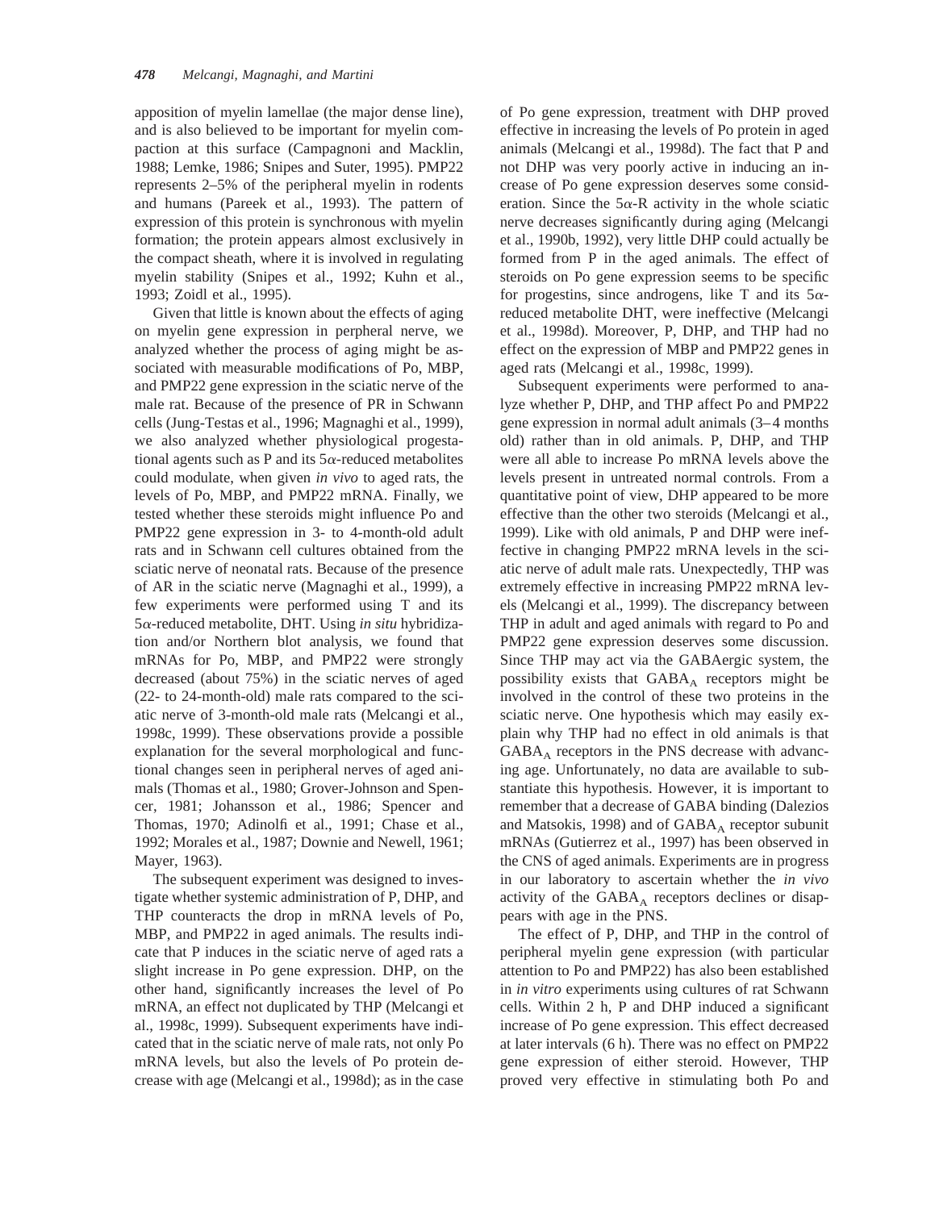apposition of myelin lamellae (the major dense line), and is also believed to be important for myelin compaction at this surface (Campagnoni and Macklin, 1988; Lemke, 1986; Snipes and Suter, 1995). PMP22 represents 2–5% of the peripheral myelin in rodents and humans (Pareek et al., 1993). The pattern of expression of this protein is synchronous with myelin formation; the protein appears almost exclusively in the compact sheath, where it is involved in regulating myelin stability (Snipes et al., 1992; Kuhn et al., 1993; Zoidl et al., 1995).

Given that little is known about the effects of aging on myelin gene expression in perpheral nerve, we analyzed whether the process of aging might be associated with measurable modifications of Po, MBP, and PMP22 gene expression in the sciatic nerve of the male rat. Because of the presence of PR in Schwann cells (Jung-Testas et al., 1996; Magnaghi et al., 1999), we also analyzed whether physiological progestational agents such as P and its $5\alpha$-reduced metabolites could modulate, when given *in vivo* to aged rats, the levels of Po, MBP, and PMP22 mRNA. Finally, we tested whether these steroids might influence Po and PMP22 gene expression in 3- to 4-month-old adult rats and in Schwann cell cultures obtained from the sciatic nerve of neonatal rats. Because of the presence of AR in the sciatic nerve (Magnaghi et al., 1999), a few experiments were performed using T and its $5\alpha$-reduced metabolite, DHT. Using *in situ* hybridization and/or Northern blot analysis, we found that mRNAs for Po, MBP, and PMP22 were strongly decreased (about 75%) in the sciatic nerves of aged (22- to 24-month-old) male rats compared to the sciatic nerve of 3-month-old male rats (Melcangi et al., 1998c, 1999). These observations provide a possible explanation for the several morphological and functional changes seen in peripheral nerves of aged animals (Thomas et al., 1980; Grover-Johnson and Spencer, 1981; Johansson et al., 1986; Spencer and Thomas, 1970; Adinolfi et al., 1991; Chase et al., 1992; Morales et al., 1987; Downie and Newell, 1961; Mayer, 1963).

The subsequent experiment was designed to investigate whether systemic administration of P, DHP, and THP counteracts the drop in mRNA levels of Po, MBP, and PMP22 in aged animals. The results indicate that P induces in the sciatic nerve of aged rats a slight increase in Po gene expression. DHP, on the other hand, significantly increases the level of Po mRNA, an effect not duplicated by THP (Melcangi et al., 1998c, 1999). Subsequent experiments have indicated that in the sciatic nerve of male rats, not only Po mRNA levels, but also the levels of Po protein decrease with age (Melcangi et al., 1998d); as in the case of Po gene expression, treatment with DHP proved effective in increasing the levels of Po protein in aged animals (Melcangi et al., 1998d). The fact that P and not DHP was very poorly active in inducing an increase of Po gene expression deserves some consideration. Since the $5\alpha$-R activity in the whole sciatic nerve decreases significantly during aging (Melcangi et al., 1990b, 1992), very little DHP could actually be formed from P in the aged animals. The effect of steroids on Po gene expression seems to be specific for progestins, since androgens, like T and its $5\alpha$-reduced metabolite DHT, were ineffective (Melcangi et al., 1998d). Moreover, P, DHP, and THP had no effect on the expression of MBP and PMP22 genes in aged rats (Melcangi et al., 1998c, 1999).

Subsequent experiments were performed to analyze whether P, DHP, and THP affect Po and PMP22 gene expression in normal adult animals (3–4 months old) rather than in old animals. P, DHP, and THP were all able to increase Po mRNA levels above the levels present in untreated normal controls. From a quantitative point of view, DHP appeared to be more effective than the other two steroids (Melcangi et al., 1999). Like with old animals, P and DHP were ineffective in changing PMP22 mRNA levels in the sciatic nerve of adult male rats. Unexpectedly, THP was extremely effective in increasing PMP22 mRNA levels (Melcangi et al., 1999). The discrepancy between THP in adult and aged animals with regard to Po and PMP22 gene expression deserves some discussion. Since THP may act via the GABAergic system, the possibility exists that $GABA_A$ receptors might be involved in the control of these two proteins in the sciatic nerve. One hypothesis which may easily explain why THP had no effect in old animals is that $GABA_A$ receptors in the PNS decrease with advancing age. Unfortunately, no data are available to substantiate this hypothesis. However, it is important to remember that a decrease of GABA binding (Dalezios and Matsokis, 1998) and of $GABA_A$ receptor subunit mRNAs (Gutierrez et al., 1997) has been observed in the CNS of aged animals. Experiments are in progress in our laboratory to ascertain whether the *in vivo* activity of the $GABA_A$ receptors declines or disappears with age in the PNS.

The effect of P, DHP, and THP in the control of peripheral myelin gene expression (with particular attention to Po and PMP22) has also been established in *in vitro* experiments using cultures of rat Schwann cells. Within 2 h, P and DHP induced a significant increase of Po gene expression. This effect decreased at later intervals (6 h). There was no effect on PMP22 gene expression of either steroid. However, THP proved very effective in stimulating both Po and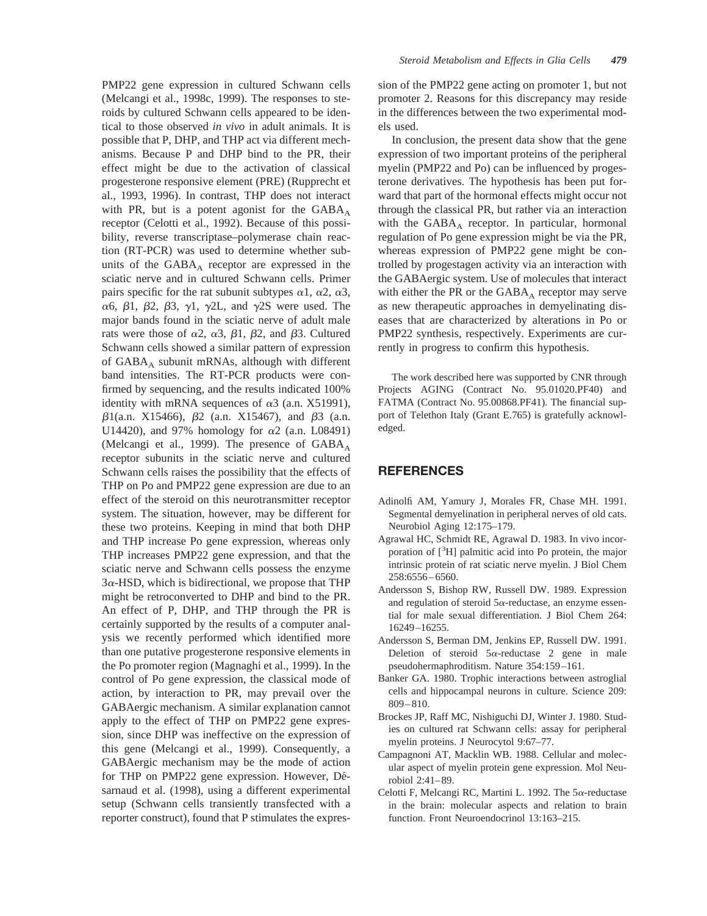PMP22 gene expression in cultured Schwann cells (Melcangi et al., 1998c, 1999). The responses to steroids by cultured Schwann cells appeared to be identical to those observed *in vivo* in adult animals. It is possible that P, DHP, and THP act via different mechanisms. Because P and DHP bind to the PR, their effect might be due to the activation of classical progesterone responsive element (PRE) (Rupprecht et al., 1993, 1996). In contrast, THP does not interact with PR, but is a potent agonist for the $GABA_A$ receptor (Celotti et al., 1992). Because of this possibility, reverse transcriptase–polymerase chain reaction (RT-PCR) was used to determine whether subunits of the $GABA_A$ receptor are expressed in the sciatic nerve and in cultured Schwann cells. Primer pairs specific for the rat subunit subtypes $\alpha 1$, $\alpha 2$, $\alpha 3$, $\alpha 6$, $\beta 1$, $\beta 2$, $\beta 3$, $\gamma 1$, $\gamma 2L$, and $\gamma 2S$ were used. The major bands found in the sciatic nerve of adult male rats were those of $\alpha 2$, $\alpha 3$, $\beta 1$, $\beta 2$, and $\beta 3$. Cultured Schwann cells showed a similar pattern of expression of $GABA_A$ subunit mRNAs, although with different band intensities. The RT-PCR products were confirmed by sequencing, and the results indicated 100% identity with mRNA sequences of $\alpha 3$ (a.n. X51991), $\beta 1$(a.n. X15466), $\beta 2$ (a.n. X15467), and $\beta 3$ (a.n. U14420), and 97% homology for $\alpha 2$ (a.n. L08491) (Melcangi et al., 1999). The presence of $GABA_A$ receptor subunits in the sciatic nerve and cultured Schwann cells raises the possibility that the effects of THP on Po and PMP22 gene expression are due to an effect of the steroid on this neurotransmitter receptor system. The situation, however, may be different for these two proteins. Keeping in mind that both DHP and THP increase Po gene expression, whereas only THP increases PMP22 gene expression, and that the sciatic nerve and Schwann cells possess the enzyme $3\alpha$-HSD, which is bidirectional, we propose that THP might be retroconverted to DHP and bind to the PR. An effect of P, DHP, and THP through the PR is certainly supported by the results of a computer analysis we recently performed which identified more than one putative progesterone responsive elements in the Po promoter region (Magnaghi et al., 1999). In the control of Po gene expression, the classical mode of action, by interaction to PR, may prevail over the GABAergic mechanism. A similar explanation cannot apply to the effect of THP on PMP22 gene expression, since DHP was ineffective on the expression of this gene (Melcangi et al., 1999). Consequently, a GABAergic mechanism may be the mode of action for THP on PMP22 gene expression. However, Désarnaud et al. (1998), using a different experimental setup (Schwann cells transiently transfected with a reporter construct), found that P stimulates the expression of the PMP22 gene acting on promoter 1, but not promoter 2. Reasons for this discrepancy may reside in the differences between the two experimental models used.

In conclusion, the present data show that the gene expression of two important proteins of the peripheral myelin (PMP22 and Po) can be influenced by progesterone derivatives. The hypothesis has been put forward that part of the hormonal effects might occur not through the classical PR, but rather via an interaction with the $GABA_A$ receptor. In particular, hormonal regulation of Po gene expression might be via the PR, whereas expression of PMP22 gene might be controlled by progestagen activity via an interaction with the GABAergic system. Use of molecules that interact with either the PR or the $GABA_A$ receptor may serve as new therapeutic approaches in demyelinating diseases that are characterized by alterations in Po or PMP22 synthesis, respectively. Experiments are currently in progress to confirm this hypothesis.

The work described here was supported by CNR through Projects AGING (Contract No. 95.01020.PF40) and FATMA (Contract No. 95.00868.PF41). The financial support of Telethon Italy (Grant E.765) is gratefully acknowledged.

## REFERENCES

Adinolfi AM, Yamury J, Morales FR, Chase MH. 1991. Segmental demyelination in peripheral nerves of old cats. Neurobiol Aging 12:175–179.

Agrawal HC, Schmidt RE, Agrawal D. 1983. In vivo incorporation of [$^3$H] palmitic acid into Po protein, the major intrinsic protein of rat sciatic nerve myelin. J Biol Chem 258:6556–6560.

Andersson S, Bishop RW, Russell DW. 1989. Expression and regulation of steroid $5\alpha$-reductase, an enzyme essential for male sexual differentiation. J Biol Chem 264: 16249–16255.

Andersson S, Berman DM, Jenkins EP, Russell DW. 1991. Deletion of steroid $5\alpha$-reductase 2 gene in male pseudohermaphroditism. Nature 354:159–161.

Banker GA. 1980. Trophic interactions between astroglial cells and hippocampal neurons in culture. Science 209: 809–810.

Brockes JP, Raff MC, Nishiguchi DJ, Winter J. 1980. Studies on cultured rat Schwann cells: assay for peripheral myelin proteins. J Neurocytol 9:67–77.

Campagnoni AT, Macklin WB. 1988. Cellular and molecular aspect of myelin protein gene expression. Mol Neurobiol 2:41–89.

Celotti F, Melcangi RC, Martini L. 1992. The $5\alpha$-reductase in the brain: molecular aspects and relation to brain function. Front Neuroendocrinol 13:163–215.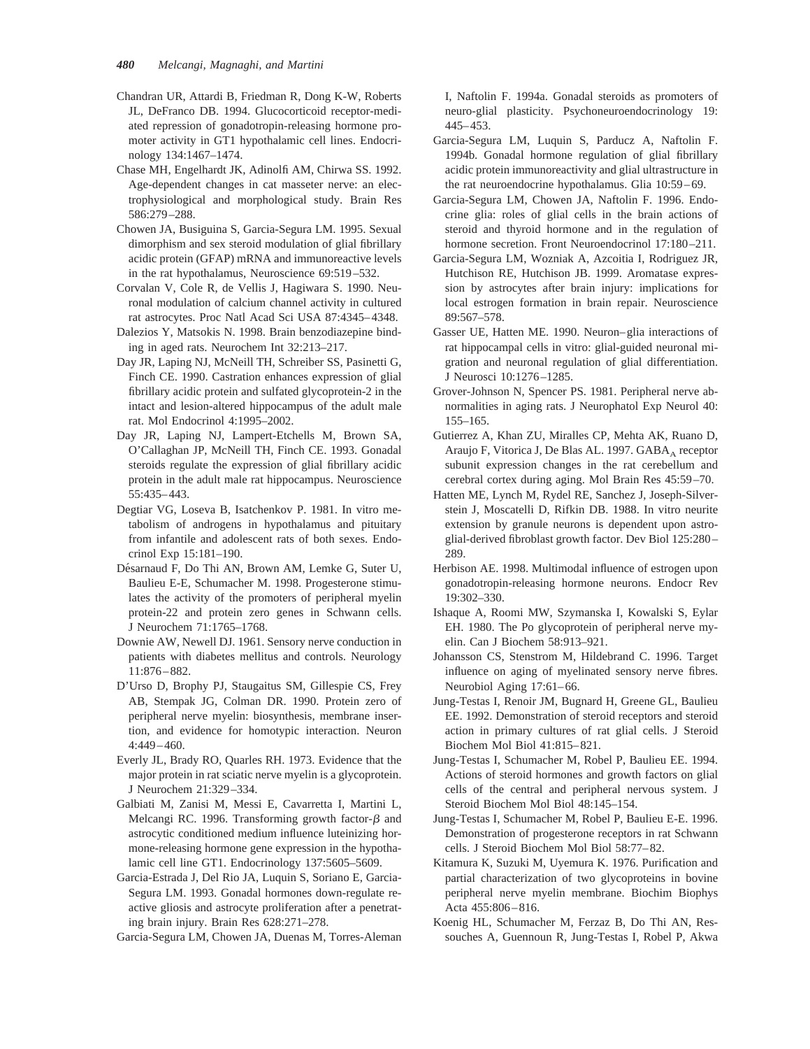Chandran UR, Attardi B, Friedman R, Dong K-W, Roberts JL, DeFranco DB. 1994. Glucocorticoid receptor-mediated repression of gonadotropin-releasing hormone promoter activity in GT1 hypothalamic cell lines. Endocrinology 134:1467–1474.

Chase MH, Engelhardt JK, Adinolfi AM, Chirwa SS. 1992. Age-dependent changes in cat masseter nerve: an electrophysiological and morphological study. Brain Res 586:279–288.

Chowen JA, Busiguina S, Garcia-Segura LM. 1995. Sexual dimorphism and sex steroid modulation of glial fibrillary acidic protein (GFAP) mRNA and immunoreactive levels in the rat hypothalamus, Neuroscience 69:519–532.

Corvalan V, Cole R, de Vellis J, Hagiwara S. 1990. Neuronal modulation of calcium channel activity in cultured rat astrocytes. Proc Natl Acad Sci USA 87:4345–4348.

Dalezios Y, Matsokis N. 1998. Brain benzodiazepine binding in aged rats. Neurochem Int 32:213–217.

Day JR, Laping NJ, McNeill TH, Schreiber SS, Pasinetti G, Finch CE. 1990. Castration enhances expression of glial fibrillary acidic protein and sulfated glycoprotein-2 in the intact and lesion-altered hippocampus of the adult male rat. Mol Endocrinol 4:1995–2002.

Day JR, Laping NJ, Lampert-Etchells M, Brown SA, O'Callaghan JP, McNeill TH, Finch CE. 1993. Gonadal steroids regulate the expression of glial fibrillary acidic protein in the adult male rat hippocampus. Neuroscience 55:435–443.

Degtiar VG, Loseva B, Isatchenkov P. 1981. In vitro metabolism of androgens in hypothalamus and pituitary from infantile and adolescent rats of both sexes. Endocrinol Exp 15:181–190.

Désarnaud F, Do Thi AN, Brown AM, Lemke G, Suter U, Baulieu E-E, Schumacher M. 1998. Progesterone stimulates the activity of the promoters of peripheral myelin protein-22 and protein zero genes in Schwann cells. J Neurochem 71:1765–1768.

Downie AW, Newell DJ. 1961. Sensory nerve conduction in patients with diabetes mellitus and controls. Neurology 11:876–882.

D'Urso D, Brophy PJ, Staugaitus SM, Gillespie CS, Frey AB, Stempak JG, Colman DR. 1990. Protein zero of peripheral nerve myelin: biosynthesis, membrane insertion, and evidence for homotypic interaction. Neuron 4:449–460.

Everly JL, Brady RO, Quarles RH. 1973. Evidence that the major protein in rat sciatic nerve myelin is a glycoprotein. J Neurochem 21:329–334.

Galbiati M, Zanisi M, Messi E, Cavarretta I, Martini L, Melcangi RC. 1996. Transforming growth factor-$\beta$ and astrocytic conditioned medium influence luteinizing hormone-releasing hormone gene expression in the hypothalamic cell line GT1. Endocrinology 137:5605–5609.

Garcia-Estrada J, Del Rio JA, Luquin S, Soriano E, Garcia-Segura LM. 1993. Gonadal hormones down-regulate reactive gliosis and astrocyte proliferation after a penetrating brain injury. Brain Res 628:271–278.

Garcia-Segura LM, Chowen JA, Duenas M, Torres-Aleman I, Naftolin F. 1994a. Gonadal steroids as promoters of neuro-glial plasticity. Psychoneuroendocrinology 19: 445–453.

Garcia-Segura LM, Luquin S, Parducz A, Naftolin F. 1994b. Gonadal hormone regulation of glial fibrillary acidic protein immunoreactivity and glial ultrastructure in the rat neuroendocrine hypothalamus. Glia 10:59–69.

Garcia-Segura LM, Chowen JA, Naftolin F. 1996. Endocrine glia: roles of glial cells in the brain actions of steroid and thyroid hormone and in the regulation of hormone secretion. Front Neuroendocrinol 17:180–211.

Garcia-Segura LM, Wozniak A, Azcoitia I, Rodriguez JR, Hutchison RE, Hutchison JB. 1999. Aromatase expression by astrocytes after brain injury: implications for local estrogen formation in brain repair. Neuroscience 89:567–578.

Gasser UE, Hatten ME. 1990. Neuron–glia interactions of rat hippocampal cells in vitro: glial-guided neuronal migration and neuronal regulation of glial differentiation. J Neurosci 10:1276–1285.

Grover-Johnson N, Spencer PS. 1981. Peripheral nerve abnormalities in aging rats. J Neurophatol Exp Neurol 40: 155–165.

Gutierrez A, Khan ZU, Miralles CP, Mehta AK, Ruano D, Araujo F, Vitorica J, De Blas AL. 1997. $GABA_A$ receptor subunit expression changes in the rat cerebellum and cerebral cortex during aging. Mol Brain Res 45:59–70.

Hatten ME, Lynch M, Rydel RE, Sanchez J, Joseph-Silverstein J, Moscatelli D, Rifkin DB. 1988. In vitro neurite extension by granule neurons is dependent upon astroglial-derived fibroblast growth factor. Dev Biol 125:280–289.

Herbison AE. 1998. Multimodal influence of estrogen upon gonadotropin-releasing hormone neurons. Endocr Rev 19:302–330.

Ishaque A, Roomi MW, Szymanska I, Kowalski S, Eylar EH. 1980. The Po glycoprotein of peripheral nerve myelin. Can J Biochem 58:913–921.

Johansson CS, Stenstrom M, Hildebrand C. 1996. Target influence on aging of myelinated sensory nerve fibres. Neurobiol Aging 17:61–66.

Jung-Testas I, Renoir JM, Bugnard H, Greene GL, Baulieu EE. 1992. Demonstration of steroid receptors and steroid action in primary cultures of rat glial cells. J Steroid Biochem Mol Biol 41:815–821.

Jung-Testas I, Schumacher M, Robel P, Baulieu EE. 1994. Actions of steroid hormones and growth factors on glial cells of the central and peripheral nervous system. J Steroid Biochem Mol Biol 48:145–154.

Jung-Testas I, Schumacher M, Robel P, Baulieu E-E. 1996. Demonstration of progesterone receptors in rat Schwann cells. J Steroid Biochem Mol Biol 58:77–82.

Kitamura K, Suzuki M, Uyemura K. 1976. Purification and partial characterization of two glycoproteins in bovine peripheral nerve myelin membrane. Biochim Biophys Acta 455:806–816.

Koenig HL, Schumacher M, Ferzaz B, Do Thi AN, Ressouches A, Guennoun R, Jung-Testas I, Robel P, Akwa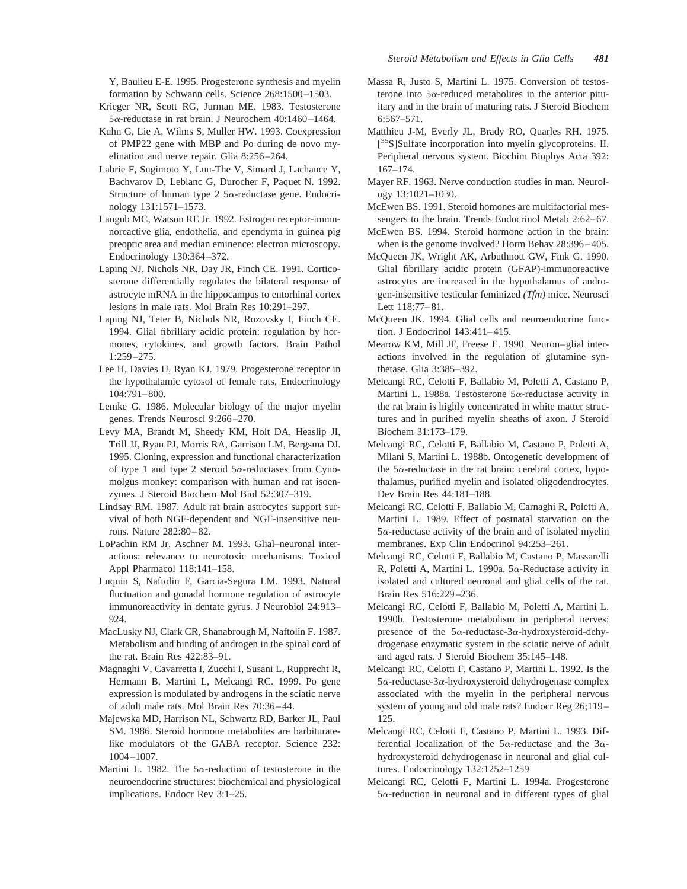Y, Baulieu E-E. 1995. Progesterone synthesis and myelin formation by Schwann cells. Science 268:1500–1503.

Krieger NR, Scott RG, Jurman ME. 1983. Testosterone 5α-reductase in rat brain. J Neurochem 40:1460–1464.

Kuhn G, Lie A, Wilms S, Muller HW. 1993. Coexpression of PMP22 gene with MBP and Po during de novo myelination and nerve repair. Glia 8:256–264.

Labrie F, Sugimoto Y, Luu-The V, Simard J, Lachance Y, Bachvarov D, Leblanc G, Durocher F, Paquet N. 1992. Structure of human type 2 5α-reductase gene. Endocrinology 131:1571–1573.

Langub MC, Watson RE Jr. 1992. Estrogen receptor-immunoreactive glia, endothelia, and ependyma in guinea pig preoptic area and median eminence: electron microscopy. Endocrinology 130:364–372.

Laping NJ, Nichols NR, Day JR, Finch CE. 1991. Corticosterone differentially regulates the bilateral response of astrocyte mRNA in the hippocampus to entorhinal cortex lesions in male rats. Mol Brain Res 10:291–297.

Laping NJ, Teter B, Nichols NR, Rozovsky I, Finch CE. 1994. Glial fibrillary acidic protein: regulation by hormones, cytokines, and growth factors. Brain Pathol 1:259–275.

Lee H, Davies IJ, Ryan KJ. 1979. Progesterone receptor in the hypothalamic cytosol of female rats, Endocrinology 104:791–800.

Lemke G. 1986. Molecular biology of the major myelin genes. Trends Neurosci 9:266–270.

Levy MA, Brandt M, Sheedy KM, Holt DA, Heaslip JI, Trill JJ, Ryan PJ, Morris RA, Garrison LM, Bergsma DJ. 1995. Cloning, expression and functional characterization of type 1 and type 2 steroid 5α-reductases from Cynomolgus monkey: comparison with human and rat isoenzymes. J Steroid Biochem Mol Biol 52:307–319.

Lindsay RM. 1987. Adult rat brain astrocytes support survival of both NGF-dependent and NGF-insensitive neurons. Nature 282:80–82.

LoPachin RM Jr, Aschner M. 1993. Glial–neuronal interactions: relevance to neurotoxic mechanisms. Toxicol Appl Pharmacol 118:141–158.

Luquin S, Naftolin F, Garcia-Segura LM. 1993. Natural fluctuation and gonadal hormone regulation of astrocyte immunoreactivity in dentate gyrus. J Neurobiol 24:913–924.

MacLusky NJ, Clark CR, Shanabrough M, Naftolin F. 1987. Metabolism and binding of androgen in the spinal cord of the rat. Brain Res 422:83–91.

Magnaghi V, Cavarretta I, Zucchi I, Susani L, Rupprecht R, Hermann B, Martini L, Melcangi RC. 1999. Po gene expression is modulated by androgens in the sciatic nerve of adult male rats. Mol Brain Res 70:36–44.

Majewska MD, Harrison NL, Schwartz RD, Barker JL, Paul SM. 1986. Steroid hormone metabolites are barbiturate-like modulators of the GABA receptor. Science 232:1004–1007.

Martini L. 1982. The 5α-reduction of testosterone in the neuroendocrine structures: biochemical and physiological implications. Endocr Rev 3:1–25.

Massa R, Justo S, Martini L. 1975. Conversion of testosterone into 5α-reduced metabolites in the anterior pituitary and in the brain of maturing rats. J Steroid Biochem 6:567–571.

Matthieu J-M, Everly JL, Brady RO, Quarles RH. 1975. [$^{35}$S]Sulfate incorporation into myelin glycoproteins. II. Peripheral nervous system. Biochim Biophys Acta 392:167–174.

Mayer RF. 1963. Nerve conduction studies in man. Neurology 13:1021–1030.

McEwen BS. 1991. Steroid homones are multifactorial messengers to the brain. Trends Endocrinol Metab 2:62–67.

McEwen BS. 1994. Steroid hormone action in the brain: when is the genome involved? Horm Behav 28:396–405.

McQueen JK, Wright AK, Arbuthnott GW, Fink G. 1990. Glial fibrillary acidic protein (GFAP)-immunoreactive astrocytes are increased in the hypothalamus of androgen-insensitive testicular feminized *(Tfm)* mice. Neurosci Lett 118:77–81.

McQueen JK. 1994. Glial cells and neuroendocrine function. J Endocrinol 143:411–415.

Mearow KM, Mill JF, Freese E. 1990. Neuron–glial interactions involved in the regulation of glutamine synthetase. Glia 3:385–392.

Melcangi RC, Celotti F, Ballabio M, Poletti A, Castano P, Martini L. 1988a. Testosterone 5α-reductase activity in the rat brain is highly concentrated in white matter structures and in purified myelin sheaths of axon. J Steroid Biochem 31:173–179.

Melcangi RC, Celotti F, Ballabio M, Castano P, Poletti A, Milani S, Martini L. 1988b. Ontogenetic development of the 5α-reductase in the rat brain: cerebral cortex, hypothalamus, purified myelin and isolated oligodendrocytes. Dev Brain Res 44:181–188.

Melcangi RC, Celotti F, Ballabio M, Carnaghi R, Poletti A, Martini L. 1989. Effect of postnatal starvation on the 5α-reductase activity of the brain and of isolated myelin membranes. Exp Clin Endocrinol 94:253–261.

Melcangi RC, Celotti F, Ballabio M, Castano P, Massarelli R, Poletti A, Martini L. 1990a. 5α-Reductase activity in isolated and cultured neuronal and glial cells of the rat. Brain Res 516:229–236.

Melcangi RC, Celotti F, Ballabio M, Poletti A, Martini L. 1990b. Testosterone metabolism in peripheral nerves: presence of the 5α-reductase-3α-hydroxysteroid-dehydrogenase enzymatic system in the sciatic nerve of adult and aged rats. J Steroid Biochem 35:145–148.

Melcangi RC, Celotti F, Castano P, Martini L. 1992. Is the 5α-reductase-3α-hydroxysteroid dehydrogenase complex associated with the myelin in the peripheral nervous system of young and old male rats? Endocr Reg 26;119–125.

Melcangi RC, Celotti F, Castano P, Martini L. 1993. Differential localization of the 5α-reductase and the 3α-hydroxysteroid dehydrogenase in neuronal and glial cultures. Endocrinology 132:1252–1259

Melcangi RC, Celotti F, Martini L. 1994a. Progesterone 5α-reduction in neuronal and in different types of glial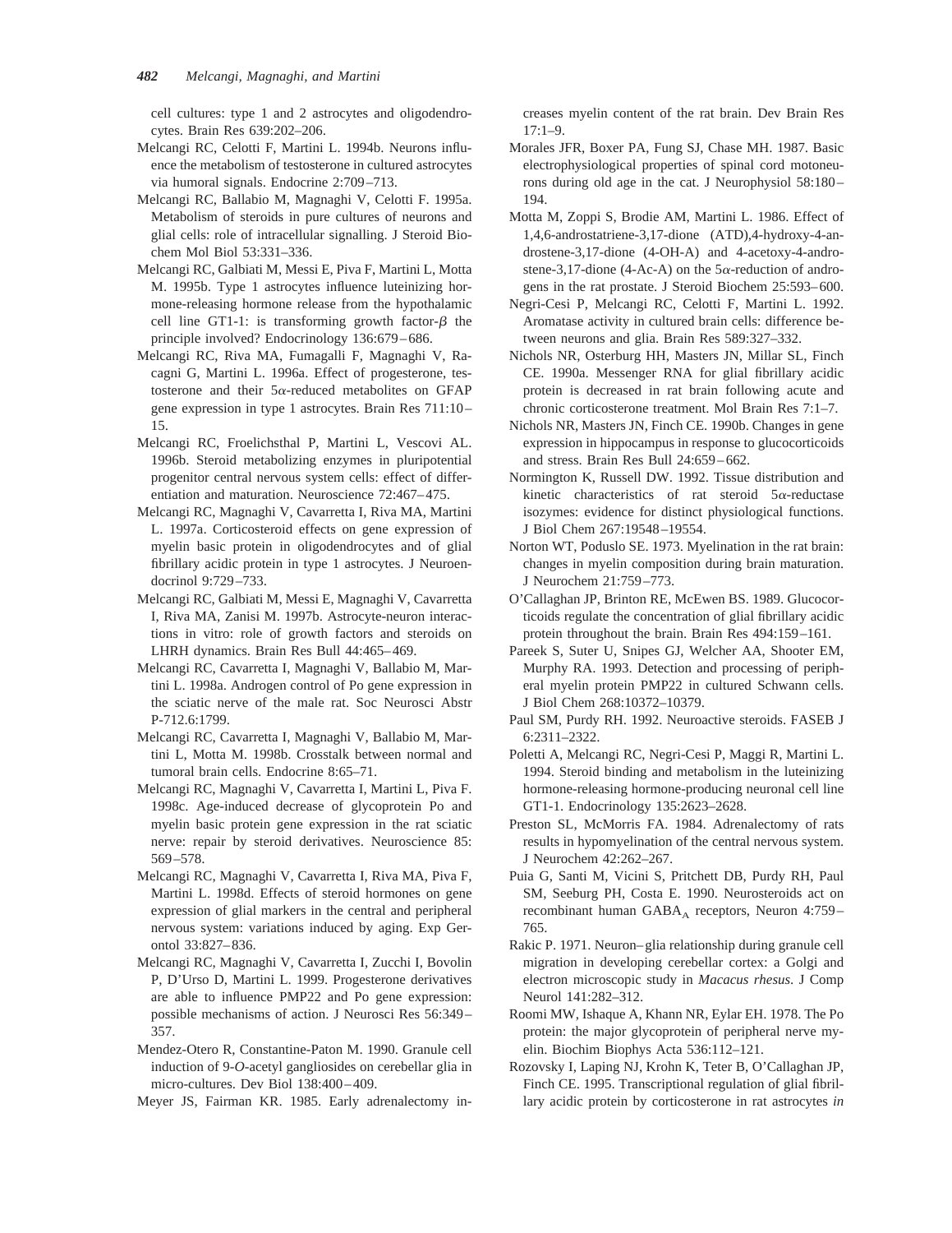cell cultures: type 1 and 2 astrocytes and oligodendrocytes. Brain Res 639:202–206.

Melcangi RC, Celotti F, Martini L. 1994b. Neurons influence the metabolism of testosterone in cultured astrocytes via humoral signals. Endocrine 2:709–713.

Melcangi RC, Ballabio M, Magnaghi V, Celotti F. 1995a. Metabolism of steroids in pure cultures of neurons and glial cells: role of intracellular signalling. J Steroid Biochem Mol Biol 53:331–336.

Melcangi RC, Galbiati M, Messi E, Piva F, Martini L, Motta M. 1995b. Type 1 astrocytes influence luteinizing hormone-releasing hormone release from the hypothalamic cell line GT1-1: is transforming growth factor-$\beta$ the principle involved? Endocrinology 136:679–686.

Melcangi RC, Riva MA, Fumagalli F, Magnaghi V, Racagni G, Martini L. 1996a. Effect of progesterone, testosterone and their 5$\alpha$-reduced metabolites on GFAP gene expression in type 1 astrocytes. Brain Res 711:10–15.

Melcangi RC, Froelichsthal P, Martini L, Vescovi AL. 1996b. Steroid metabolizing enzymes in pluripotential progenitor central nervous system cells: effect of differentiation and maturation. Neuroscience 72:467–475.

Melcangi RC, Magnaghi V, Cavarretta I, Riva MA, Martini L. 1997a. Corticosteroid effects on gene expression of myelin basic protein in oligodendrocytes and of glial fibrillary acidic protein in type 1 astrocytes. J Neuroendocrinol 9:729–733.

Melcangi RC, Galbiati M, Messi E, Magnaghi V, Cavarretta I, Riva MA, Zanisi M. 1997b. Astrocyte-neuron interactions in vitro: role of growth factors and steroids on LHRH dynamics. Brain Res Bull 44:465–469.

Melcangi RC, Cavarretta I, Magnaghi V, Ballabio M, Martini L. 1998a. Androgen control of Po gene expression in the sciatic nerve of the male rat. Soc Neurosci Abstr P-712.6:1799.

Melcangi RC, Cavarretta I, Magnaghi V, Ballabio M, Martini L, Motta M. 1998b. Crosstalk between normal and tumoral brain cells. Endocrine 8:65–71.

Melcangi RC, Magnaghi V, Cavarretta I, Martini L, Piva F. 1998c. Age-induced decrease of glycoprotein Po and myelin basic protein gene expression in the rat sciatic nerve: repair by steroid derivatives. Neuroscience 85:569–578.

Melcangi RC, Magnaghi V, Cavarretta I, Riva MA, Piva F, Martini L. 1998d. Effects of steroid hormones on gene expression of glial markers in the central and peripheral nervous system: variations induced by aging. Exp Gerontol 33:827–836.

Melcangi RC, Magnaghi V, Cavarretta I, Zucchi I, Bovolin P, D'Urso D, Martini L. 1999. Progesterone derivatives are able to influence PMP22 and Po gene expression: possible mechanisms of action. J Neurosci Res 56:349–357.

Mendez-Otero R, Constantine-Paton M. 1990. Granule cell induction of 9-*O*-acetyl gangliosides on cerebellar glia in micro-cultures. Dev Biol 138:400–409.

Meyer JS, Fairman KR. 1985. Early adrenalectomy increases myelin content of the rat brain. Dev Brain Res 17:1–9.

Morales JFR, Boxer PA, Fung SJ, Chase MH. 1987. Basic electrophysiological properties of spinal cord motoneurons during old age in the cat. J Neurophysiol 58:180–194.

Motta M, Zoppi S, Brodie AM, Martini L. 1986. Effect of 1,4,6-androstatriene-3,17-dione (ATD),4-hydroxy-4-androstene-3,17-dione (4-OH-A) and 4-acetoxy-4-androstene-3,17-dione (4-Ac-A) on the 5$\alpha$-reduction of androgens in the rat prostate. J Steroid Biochem 25:593–600.

Negri-Cesi P, Melcangi RC, Celotti F, Martini L. 1992. Aromatase activity in cultured brain cells: difference between neurons and glia. Brain Res 589:327–332.

Nichols NR, Osterburg HH, Masters JN, Millar SL, Finch CE. 1990a. Messenger RNA for glial fibrillary acidic protein is decreased in rat brain following acute and chronic corticosterone treatment. Mol Brain Res 7:1–7.

Nichols NR, Masters JN, Finch CE. 1990b. Changes in gene expression in hippocampus in response to glucocorticoids and stress. Brain Res Bull 24:659–662.

Normington K, Russell DW. 1992. Tissue distribution and kinetic characteristics of rat steroid 5$\alpha$-reductase isozymes: evidence for distinct physiological functions. J Biol Chem 267:19548–19554.

Norton WT, Poduslo SE. 1973. Myelination in the rat brain: changes in myelin composition during brain maturation. J Neurochem 21:759–773.

O'Callaghan JP, Brinton RE, McEwen BS. 1989. Glucocorticoids regulate the concentration of glial fibrillary acidic protein throughout the brain. Brain Res 494:159–161.

Pareek S, Suter U, Snipes GJ, Welcher AA, Shooter EM, Murphy RA. 1993. Detection and processing of peripheral myelin protein PMP22 in cultured Schwann cells. J Biol Chem 268:10372–10379.

Paul SM, Purdy RH. 1992. Neuroactive steroids. FASEB J 6:2311–2322.

Poletti A, Melcangi RC, Negri-Cesi P, Maggi R, Martini L. 1994. Steroid binding and metabolism in the luteinizing hormone-releasing hormone-producing neuronal cell line GT1-1. Endocrinology 135:2623–2628.

Preston SL, McMorris FA. 1984. Adrenalectomy of rats results in hypomyelination of the central nervous system. J Neurochem 42:262–267.

Puia G, Santi M, Vicini S, Pritchett DB, Purdy RH, Paul SM, Seeburg PH, Costa E. 1990. Neurosteroids act on recombinant human $GABA_A$ receptors, Neuron 4:759–765.

Rakic P. 1971. Neuron–glia relationship during granule cell migration in developing cerebellar cortex: a Golgi and electron microscopic study in *Macacus rhesus*. J Comp Neurol 141:282–312.

Roomi MW, Ishaque A, Khann NR, Eylar EH. 1978. The Po protein: the major glycoprotein of peripheral nerve myelin. Biochim Biophys Acta 536:112–121.

Rozovsky I, Laping NJ, Krohn K, Teter B, O'Callaghan JP, Finch CE. 1995. Transcriptional regulation of glial fibrillary acidic protein by corticosterone in rat astrocytes *in*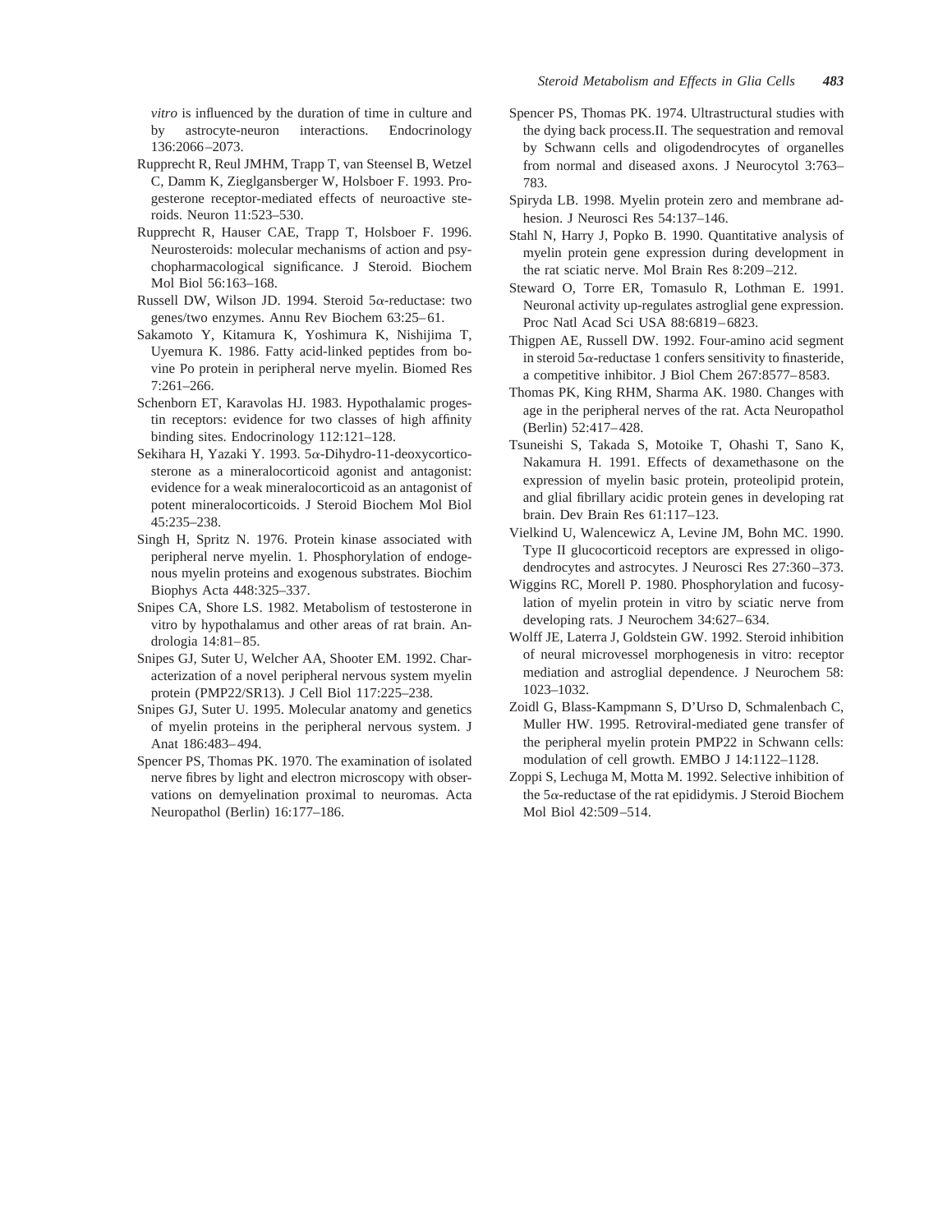*vitro* is influenced by the duration of time in culture and by astrocyte-neuron interactions. Endocrinology 136:2066–2073.

Rupprecht R, Reul JMHM, Trapp T, van Steensel B, Wetzel C, Damm K, Zieglgansberger W, Holsboer F. 1993. Progesterone receptor-mediated effects of neuroactive steroids. Neuron 11:523–530.

Rupprecht R, Hauser CAE, Trapp T, Holsboer F. 1996. Neurosteroids: molecular mechanisms of action and psychopharmacological significance. J Steroid. Biochem Mol Biol 56:163–168.

Russell DW, Wilson JD. 1994. Steroid 5α-reductase: two genes/two enzymes. Annu Rev Biochem 63:25–61.

Sakamoto Y, Kitamura K, Yoshimura K, Nishijima T, Uyemura K. 1986. Fatty acid-linked peptides from bovine Po protein in peripheral nerve myelin. Biomed Res 7:261–266.

Schenborn ET, Karavolas HJ. 1983. Hypothalamic progestin receptors: evidence for two classes of high affinity binding sites. Endocrinology 112:121–128.

Sekihara H, Yazaki Y. 1993. 5α-Dihydro-11-deoxycorticosterone as a mineralocorticoid agonist and antagonist: evidence for a weak mineralocorticoid as an antagonist of potent mineralocorticoids. J Steroid Biochem Mol Biol 45:235–238.

Singh H, Spritz N. 1976. Protein kinase associated with peripheral nerve myelin. 1. Phosphorylation of endogenous myelin proteins and exogenous substrates. Biochim Biophys Acta 448:325–337.

Snipes CA, Shore LS. 1982. Metabolism of testosterone in vitro by hypothalamus and other areas of rat brain. Andrologia 14:81–85.

Snipes GJ, Suter U, Welcher AA, Shooter EM. 1992. Characterization of a novel peripheral nervous system myelin protein (PMP22/SR13). J Cell Biol 117:225–238.

Snipes GJ, Suter U. 1995. Molecular anatomy and genetics of myelin proteins in the peripheral nervous system. J Anat 186:483–494.

Spencer PS, Thomas PK. 1970. The examination of isolated nerve fibres by light and electron microscopy with observations on demyelination proximal to neuromas. Acta Neuropathol (Berlin) 16:177–186.

Spencer PS, Thomas PK. 1974. Ultrastructural studies with the dying back process.II. The sequestration and removal by Schwann cells and oligodendrocytes of organelles from normal and diseased axons. J Neurocytol 3:763–783.

Spiryda LB. 1998. Myelin protein zero and membrane adhesion. J Neurosci Res 54:137–146.

Stahl N, Harry J, Popko B. 1990. Quantitative analysis of myelin protein gene expression during development in the rat sciatic nerve. Mol Brain Res 8:209–212.

Steward O, Torre ER, Tomasulo R, Lothman E. 1991. Neuronal activity up-regulates astroglial gene expression. Proc Natl Acad Sci USA 88:6819–6823.

Thigpen AE, Russell DW. 1992. Four-amino acid segment in steroid 5α-reductase 1 confers sensitivity to finasteride, a competitive inhibitor. J Biol Chem 267:8577–8583.

Thomas PK, King RHM, Sharma AK. 1980. Changes with age in the peripheral nerves of the rat. Acta Neuropathol (Berlin) 52:417–428.

Tsuneishi S, Takada S, Motoike T, Ohashi T, Sano K, Nakamura H. 1991. Effects of dexamethasone on the expression of myelin basic protein, proteolipid protein, and glial fibrillary acidic protein genes in developing rat brain. Dev Brain Res 61:117–123.

Vielkind U, Walencewicz A, Levine JM, Bohn MC. 1990. Type II glucocorticoid receptors are expressed in oligodendrocytes and astrocytes. J Neurosci Res 27:360–373.

Wiggins RC, Morell P. 1980. Phosphorylation and fucosylation of myelin protein in vitro by sciatic nerve from developing rats. J Neurochem 34:627–634.

Wolff JE, Laterra J, Goldstein GW. 1992. Steroid inhibition of neural microvessel morphogenesis in vitro: receptor mediation and astroglial dependence. J Neurochem 58: 1023–1032.

Zoidl G, Blass-Kampmann S, D'Urso D, Schmalenbach C, Muller HW. 1995. Retroviral-mediated gene transfer of the peripheral myelin protein PMP22 in Schwann cells: modulation of cell growth. EMBO J 14:1122–1128.

Zoppi S, Lechuga M, Motta M. 1992. Selective inhibition of the 5α-reductase of the rat epididymis. J Steroid Biochem Mol Biol 42:509–514.